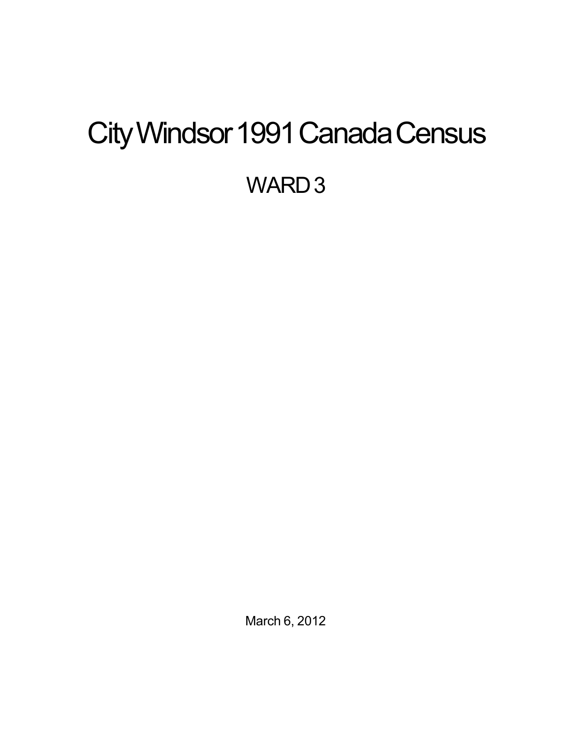# City Windsor 1991 Canada Census

## WARD 3

March 6, 2012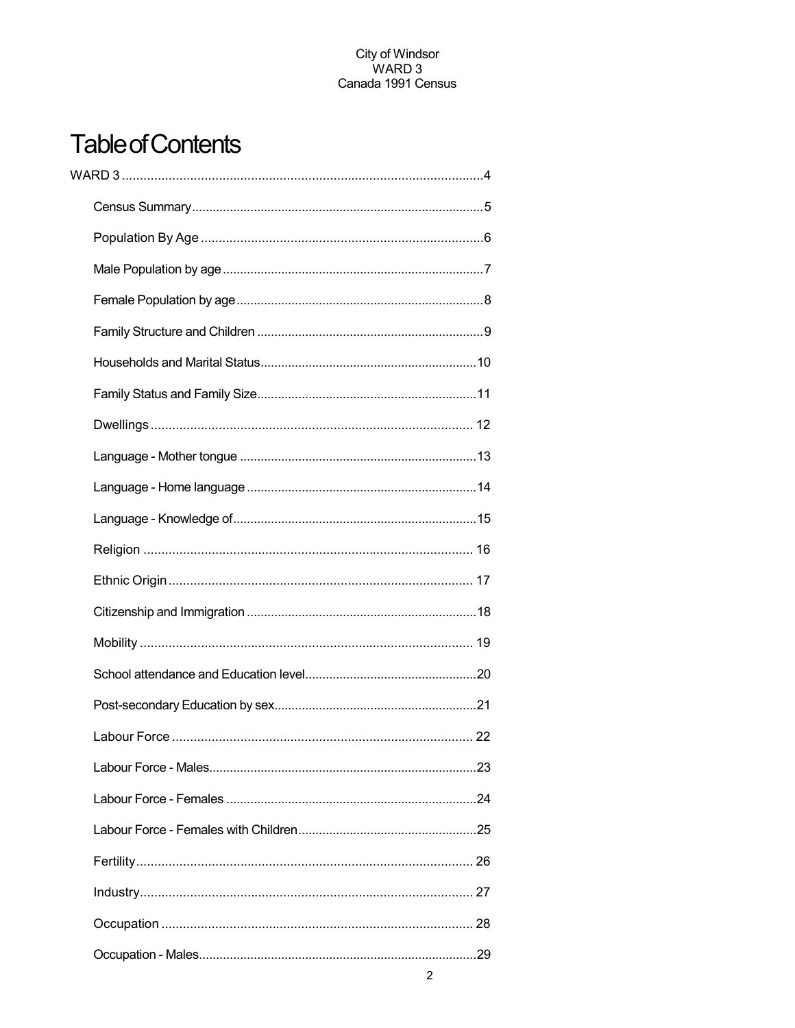# Table of Contents

WARD 3 ..................................................................................................... 4

- Census Summary ..................................................................................... 5
- Population By Age ................................................................................... 6
- Male Population by age ........................................................................... 7
- Female Population by age ....................................................................... 8
- Family Structure and Children ................................................................. 9
- Households and Marital Status ............................................................... 10
- Family Status and Family Size ............................................................... 11
- Dwellings ............................................................................................... 12
- Language - Mother tongue ..................................................................... 13
- Language - Home language .................................................................. 14
- Language - Knowledge of ...................................................................... 15
- Religion ................................................................................................. 16
- Ethnic Origin ......................................................................................... 17
- Citizenship and Immigration .................................................................. 18
- Mobility .................................................................................................. 19
- School attendance and Education level ................................................. 20
- Post-secondary Education by sex .......................................................... 21
- Labour Force ......................................................................................... 22
- Labour Force - Males ............................................................................. 23
- Labour Force - Females ......................................................................... 24
- Labour Force - Females with Children ................................................... 25
- Fertility .................................................................................................. 26
- Industry ................................................................................................. 27
- Occupation ............................................................................................ 28
- Occupation - Males ................................................................................ 29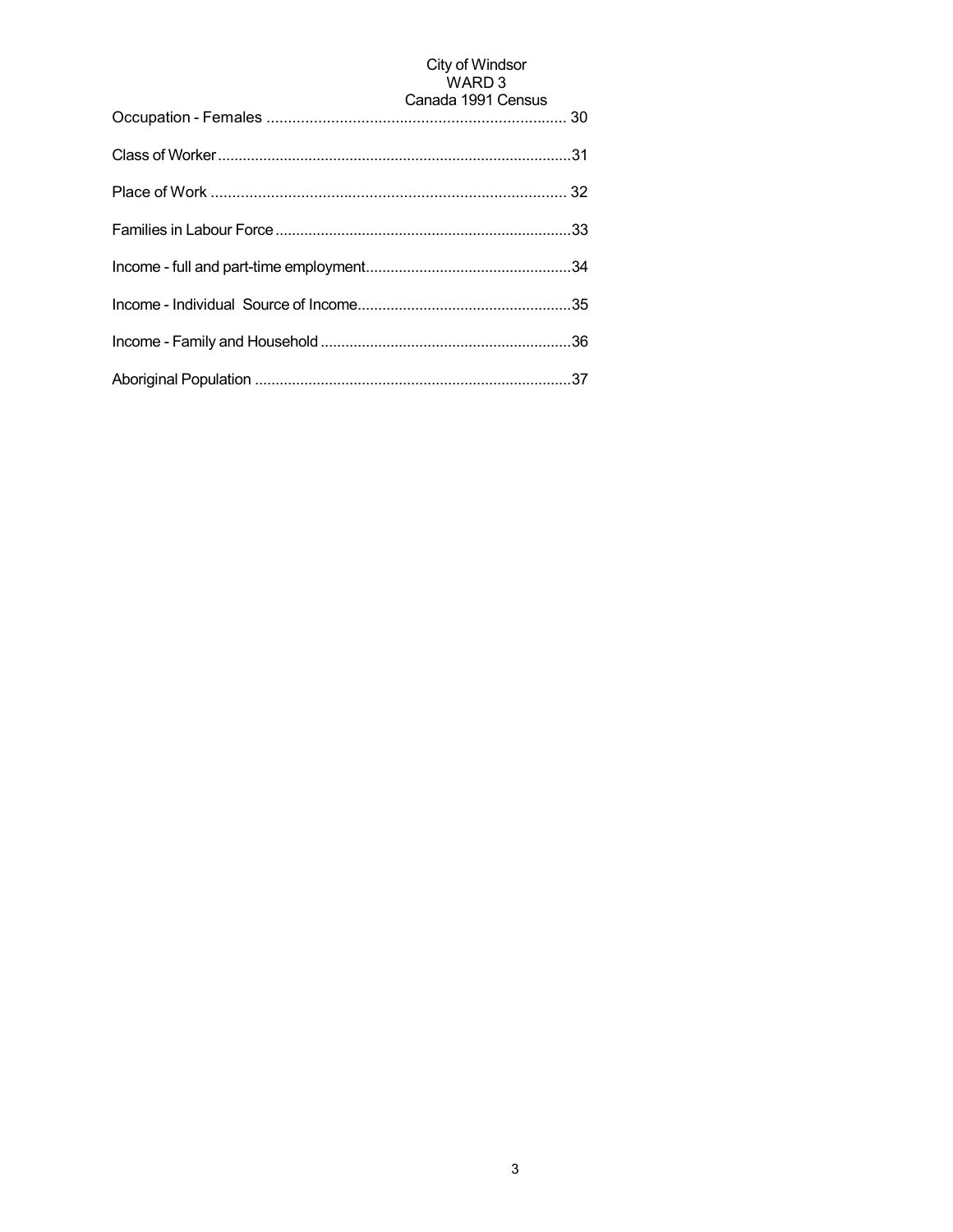Occupation - Females ...................................................................... 30

Class of Worker.....................................................................................31

Place of Work .................................................................................... 32

Families in Labour Force.......................................................................33

Income - full and part-time employment.................................................34

Income - Individual Source of Income...................................................35

Income - Family and Household ............................................................36

Aboriginal Population ............................................................................37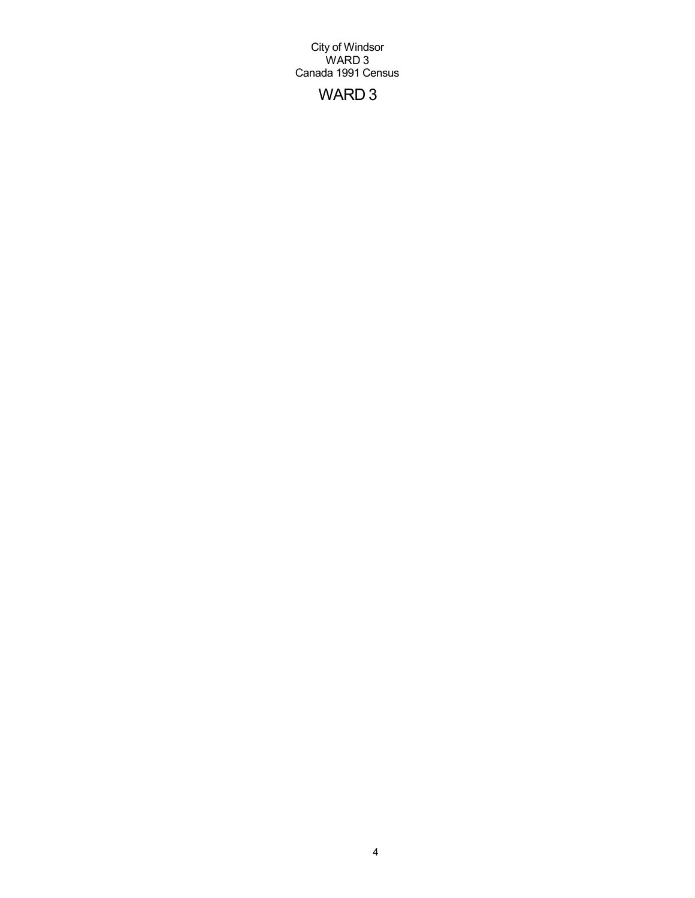City of Windsor
WARD 3
Canada 1991 Census

# WARD 3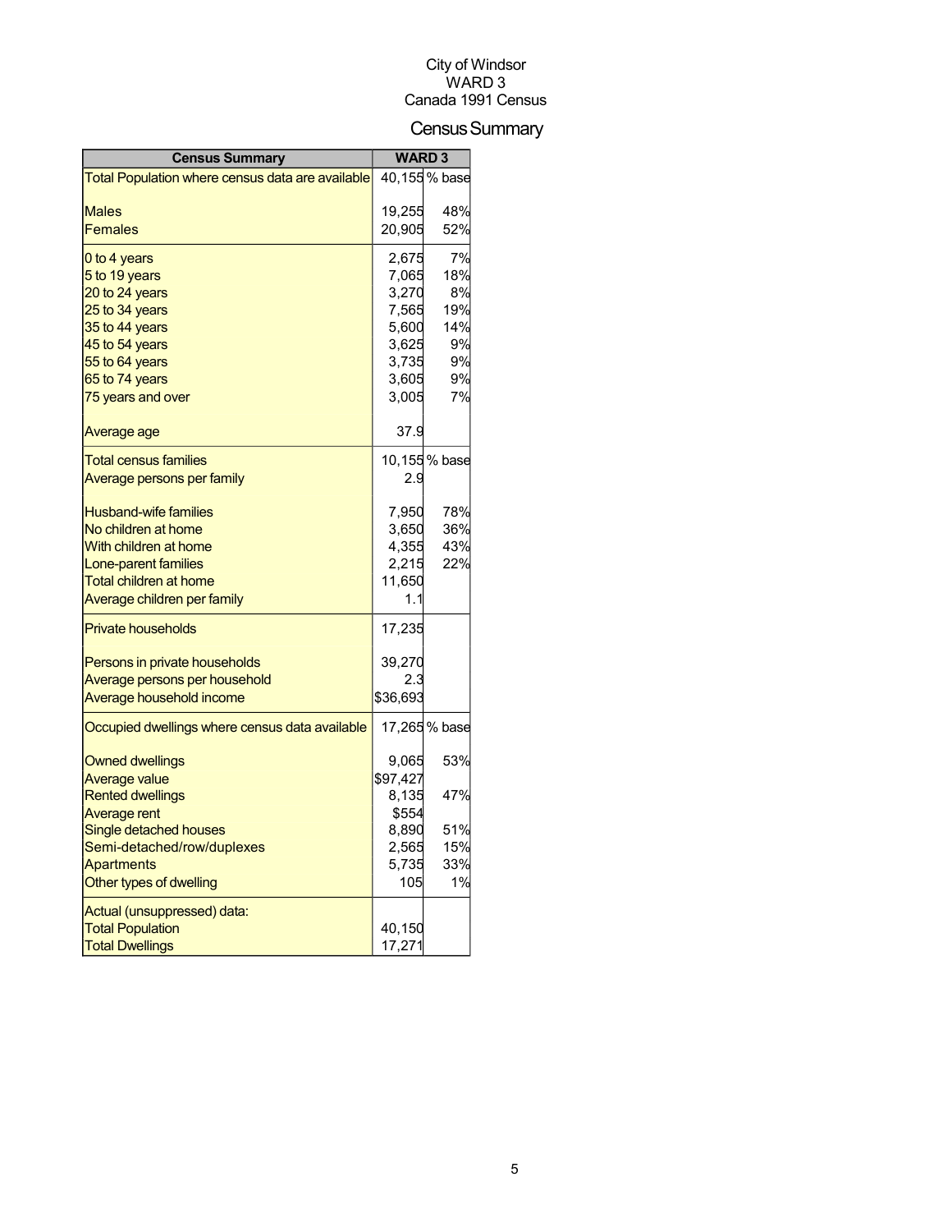City of Windsor
WARD 3
Canada 1991 Census

# Census Summary

| Census Summary | WARD 3 | |
|---|---|---|
| Total Population where census data are available | 40,155 | % base |
| Males | 19,255 | 48% |
| Females | 20,905 | 52% |
| 0 to 4 years | 2,675 | 7% |
| 5 to 19 years | 7,065 | 18% |
| 20 to 24 years | 3,270 | 8% |
| 25 to 34 years | 7,565 | 19% |
| 35 to 44 years | 5,600 | 14% |
| 45 to 54 years | 3,625 | 9% |
| 55 to 64 years | 3,735 | 9% |
| 65 to 74 years | 3,605 | 9% |
| 75 years and over | 3,005 | 7% |
| Average age | 37.9 | |
| Total census families | 10,155 | % base |
| Average persons per family | 2.9 | |
| Husband-wife families | 7,950 | 78% |
| No children at home | 3,650 | 36% |
| With children at home | 4,355 | 43% |
| Lone-parent families | 2,215 | 22% |
| Total children at home | 11,650 | |
| Average children per family | 1.1 | |
| Private households | 17,235 | |
| Persons in private households | 39,270 | |
| Average persons per household | 2.3 | |
| Average household income | $36,693 | |
| Occupied dwellings where census data available | 17,265 | % base |
| Owned dwellings | 9,065 | 53% |
| Average value | $97,427 | |
| Rented dwellings | 8,135 | 47% |
| Average rent | $554 | |
| Single detached houses | 8,890 | 51% |
| Semi-detached/row/duplexes | 2,565 | 15% |
| Apartments | 5,735 | 33% |
| Other types of dwelling | 105 | 1% |
| Actual (unsuppressed) data: | | |
| Total Population | 40,150 | |
| Total Dwellings | 17,271 | |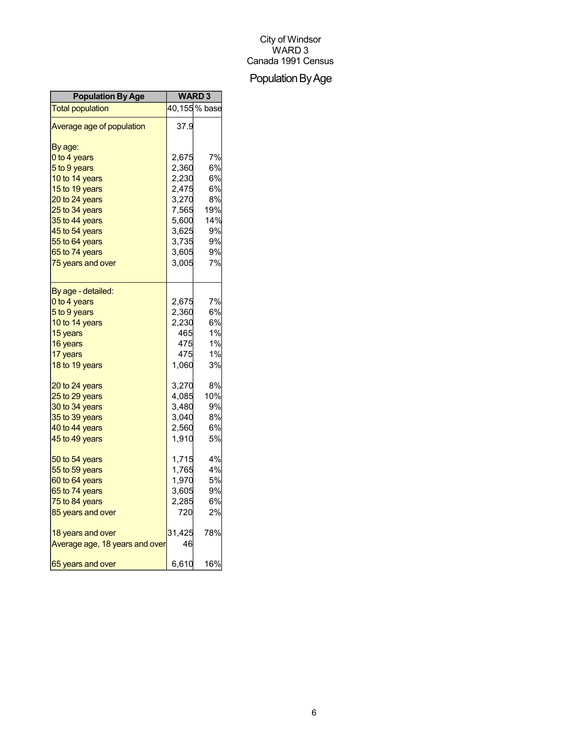City of Windsor
WARD 3
Canada 1991 Census

# Population By Age

| Population By Age | WARD 3 | |
|---|---|---|
| Total population | 40,155 | % base |
| Average age of population | 37.9 | |
| By age: | | |
| 0 to 4 years | 2,675 | 7% |
| 5 to 9 years | 2,360 | 6% |
| 10 to 14 years | 2,230 | 6% |
| 15 to 19 years | 2,475 | 6% |
| 20 to 24 years | 3,270 | 8% |
| 25 to 34 years | 7,565 | 19% |
| 35 to 44 years | 5,600 | 14% |
| 45 to 54 years | 3,625 | 9% |
| 55 to 64 years | 3,735 | 9% |
| 65 to 74 years | 3,605 | 9% |
| 75 years and over | 3,005 | 7% |
| By age - detailed: | | |
| 0 to 4 years | 2,675 | 7% |
| 5 to 9 years | 2,360 | 6% |
| 10 to 14 years | 2,230 | 6% |
| 15 years | 465 | 1% |
| 16 years | 475 | 1% |
| 17 years | 475 | 1% |
| 18 to 19 years | 1,060 | 3% |
| 20 to 24 years | 3,270 | 8% |
| 25 to 29 years | 4,085 | 10% |
| 30 to 34 years | 3,480 | 9% |
| 35 to 39 years | 3,040 | 8% |
| 40 to 44 years | 2,560 | 6% |
| 45 to 49 years | 1,910 | 5% |
| 50 to 54 years | 1,715 | 4% |
| 55 to 59 years | 1,765 | 4% |
| 60 to 64 years | 1,970 | 5% |
| 65 to 74 years | 3,605 | 9% |
| 75 to 84 years | 2,285 | 6% |
| 85 years and over | 720 | 2% |
| 18 years and over | 31,425 | 78% |
| Average age, 18 years and over | 46 | |
| 65 years and over | 6,610 | 16% |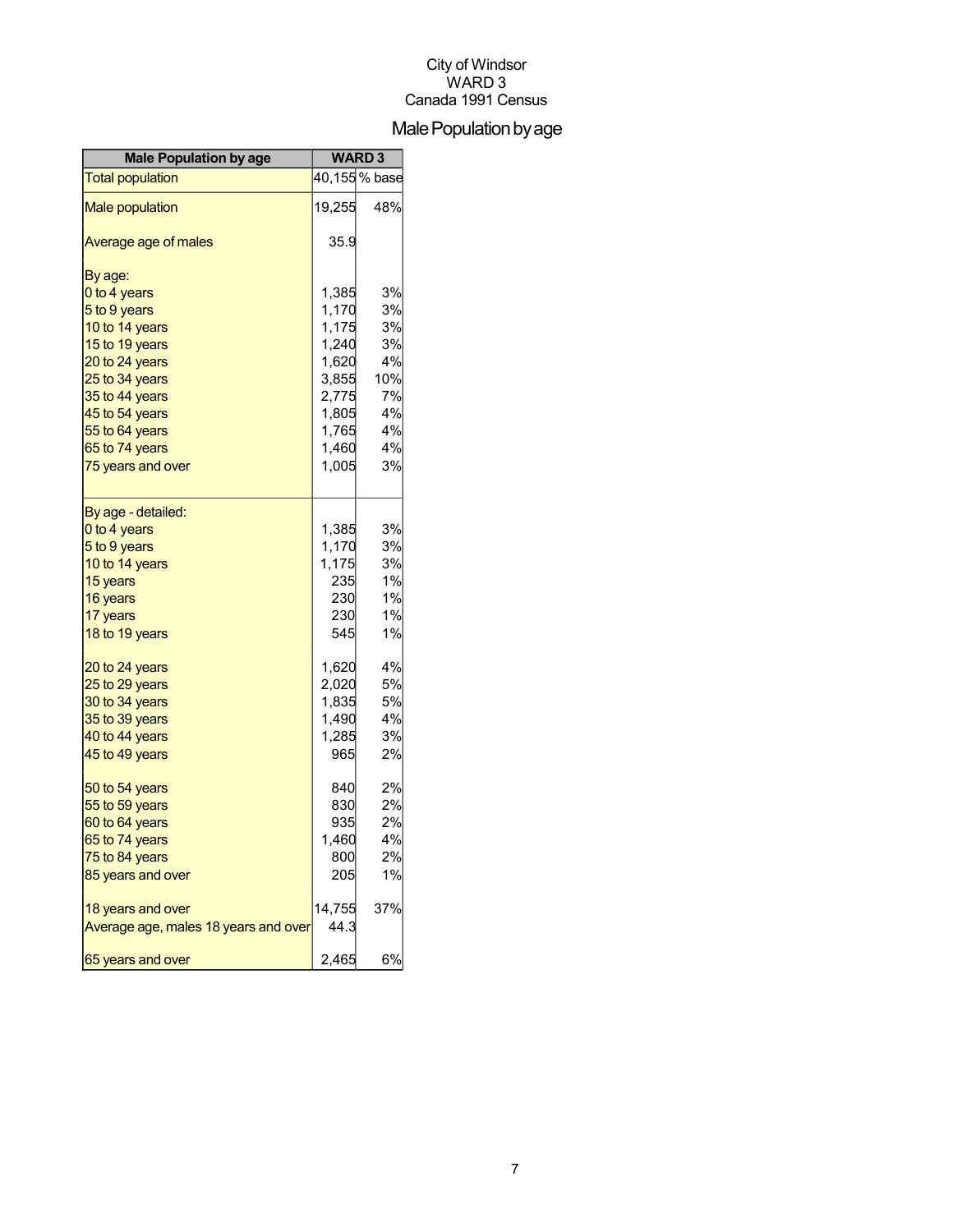City of Windsor
WARD 3
Canada 1991 Census

# Male Population by age

| Male Population by age | WARD 3 | |
|---|---|---|
| Total population | 40,155 | % base |
| Male population | 19,255 | 48% |
| Average age of males | 35.9 | |
| By age: | | |
| 0 to 4 years | 1,385 | 3% |
| 5 to 9 years | 1,170 | 3% |
| 10 to 14 years | 1,175 | 3% |
| 15 to 19 years | 1,240 | 3% |
| 20 to 24 years | 1,620 | 4% |
| 25 to 34 years | 3,855 | 10% |
| 35 to 44 years | 2,775 | 7% |
| 45 to 54 years | 1,805 | 4% |
| 55 to 64 years | 1,765 | 4% |
| 65 to 74 years | 1,460 | 4% |
| 75 years and over | 1,005 | 3% |
| By age - detailed: | | |
| 0 to 4 years | 1,385 | 3% |
| 5 to 9 years | 1,170 | 3% |
| 10 to 14 years | 1,175 | 3% |
| 15 years | 235 | 1% |
| 16 years | 230 | 1% |
| 17 years | 230 | 1% |
| 18 to 19 years | 545 | 1% |
| 20 to 24 years | 1,620 | 4% |
| 25 to 29 years | 2,020 | 5% |
| 30 to 34 years | 1,835 | 5% |
| 35 to 39 years | 1,490 | 4% |
| 40 to 44 years | 1,285 | 3% |
| 45 to 49 years | 965 | 2% |
| 50 to 54 years | 840 | 2% |
| 55 to 59 years | 830 | 2% |
| 60 to 64 years | 935 | 2% |
| 65 to 74 years | 1,460 | 4% |
| 75 to 84 years | 800 | 2% |
| 85 years and over | 205 | 1% |
| 18 years and over | 14,755 | 37% |
| Average age, males 18 years and over | 44.3 | |
| 65 years and over | 2,465 | 6% |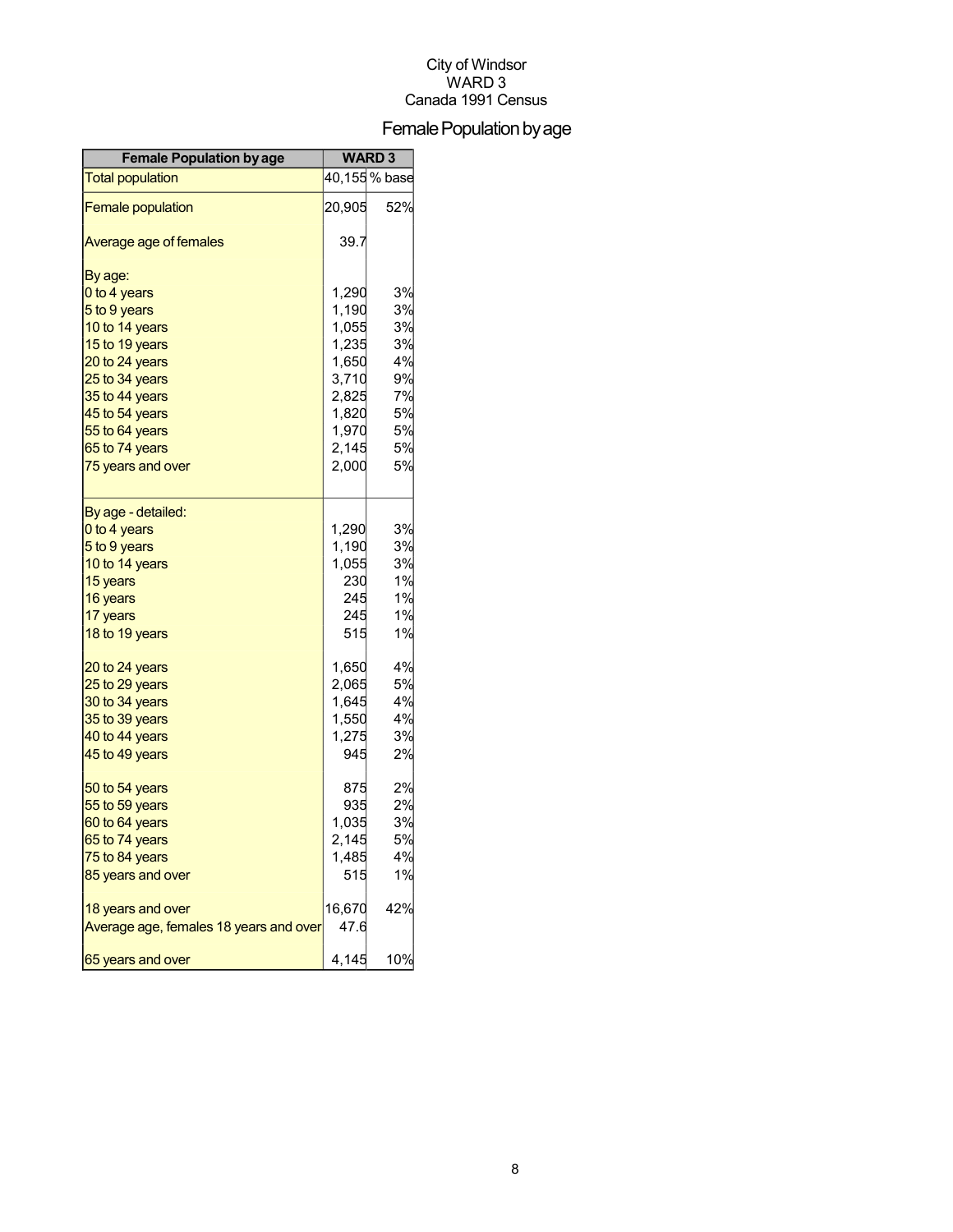City of Windsor
WARD 3
Canada 1991 Census

# Female Population by age

| Female Population by age | WARD 3 | |
|---|---|---|
| Total population | 40,155 | % base |
| Female population | 20,905 | 52% |
| Average age of females | 39.7 | |
| By age: | | |
| 0 to 4 years | 1,290 | 3% |
| 5 to 9 years | 1,190 | 3% |
| 10 to 14 years | 1,055 | 3% |
| 15 to 19 years | 1,235 | 3% |
| 20 to 24 years | 1,650 | 4% |
| 25 to 34 years | 3,710 | 9% |
| 35 to 44 years | 2,825 | 7% |
| 45 to 54 years | 1,820 | 5% |
| 55 to 64 years | 1,970 | 5% |
| 65 to 74 years | 2,145 | 5% |
| 75 years and over | 2,000 | 5% |
| By age - detailed: | | |
| 0 to 4 years | 1,290 | 3% |
| 5 to 9 years | 1,190 | 3% |
| 10 to 14 years | 1,055 | 3% |
| 15 years | 230 | 1% |
| 16 years | 245 | 1% |
| 17 years | 245 | 1% |
| 18 to 19 years | 515 | 1% |
| 20 to 24 years | 1,650 | 4% |
| 25 to 29 years | 2,065 | 5% |
| 30 to 34 years | 1,645 | 4% |
| 35 to 39 years | 1,550 | 4% |
| 40 to 44 years | 1,275 | 3% |
| 45 to 49 years | 945 | 2% |
| 50 to 54 years | 875 | 2% |
| 55 to 59 years | 935 | 2% |
| 60 to 64 years | 1,035 | 3% |
| 65 to 74 years | 2,145 | 5% |
| 75 to 84 years | 1,485 | 4% |
| 85 years and over | 515 | 1% |
| 18 years and over | 16,670 | 42% |
| Average age, females 18 years and over | 47.6 | |
| 65 years and over | 4,145 | 10% |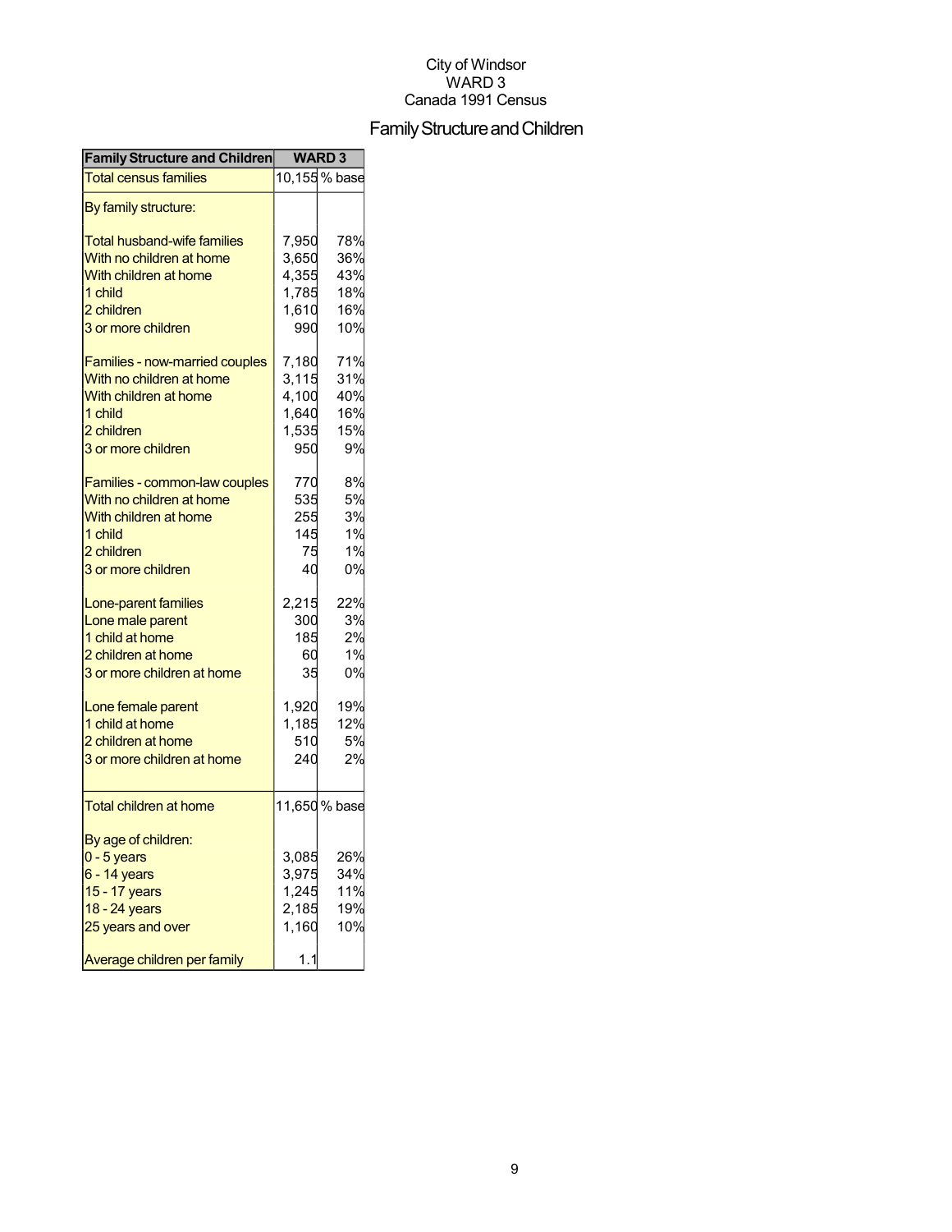City of Windsor
WARD 3
Canada 1991 Census

# Family Structure and Children

| Family Structure and Children | WARD 3 | |
|---|---|---|
| Total census families | 10,155 | % base |
| By family structure: | | |
| Total husband-wife families | 7,950 | 78% |
| With no children at home | 3,650 | 36% |
| With children at home | 4,355 | 43% |
| 1 child | 1,785 | 18% |
| 2 children | 1,610 | 16% |
| 3 or more children | 990 | 10% |
| Families - now-married couples | 7,180 | 71% |
| With no children at home | 3,115 | 31% |
| With children at home | 4,100 | 40% |
| 1 child | 1,640 | 16% |
| 2 children | 1,535 | 15% |
| 3 or more children | 950 | 9% |
| Families - common-law couples | 770 | 8% |
| With no children at home | 535 | 5% |
| With children at home | 255 | 3% |
| 1 child | 145 | 1% |
| 2 children | 75 | 1% |
| 3 or more children | 40 | 0% |
| Lone-parent families | 2,215 | 22% |
| Lone male parent | 300 | 3% |
| 1 child at home | 185 | 2% |
| 2 children at home | 60 | 1% |
| 3 or more children at home | 35 | 0% |
| Lone female parent | 1,920 | 19% |
| 1 child at home | 1,185 | 12% |
| 2 children at home | 510 | 5% |
| 3 or more children at home | 240 | 2% |
| Total children at home | 11,650 | % base |
| By age of children: | | |
| 0 - 5 years | 3,085 | 26% |
| 6 - 14 years | 3,975 | 34% |
| 15 - 17 years | 1,245 | 11% |
| 18 - 24 years | 2,185 | 19% |
| 25 years and over | 1,160 | 10% |
| Average children per family | 1.1 | |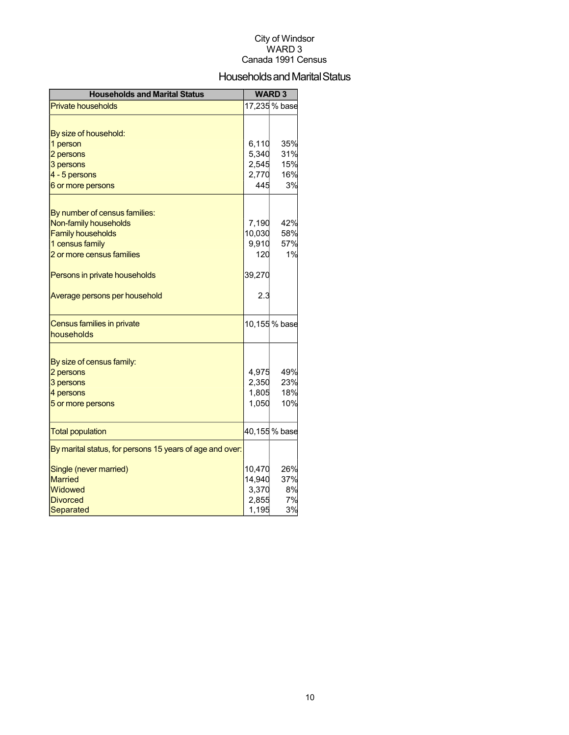City of Windsor
WARD 3
Canada 1991 Census

# Households and Marital Status

| Households and Marital Status | WARD 3 | |
|---|---|---|
| Private households | 17,235 | % base |
| | | |
| By size of household: | | |
| 1 person | 6,110 | 35% |
| 2 persons | 5,340 | 31% |
| 3 persons | 2,545 | 15% |
| 4 - 5 persons | 2,770 | 16% |
| 6 or more persons | 445 | 3% |
| | | |
| By number of census families: | | |
| Non-family households | 7,190 | 42% |
| Family households | 10,030 | 58% |
| 1 census family | 9,910 | 57% |
| 2 or more census families | 120 | 1% |
| | | |
| Persons in private households | 39,270 | |
| | | |
| Average persons per household | 2.3 | |
| | | |
| Census families in private households | 10,155 | % base |
| | | |
| By size of census family: | | |
| 2 persons | 4,975 | 49% |
| 3 persons | 2,350 | 23% |
| 4 persons | 1,805 | 18% |
| 5 or more persons | 1,050 | 10% |
| | | |
| Total population | 40,155 | % base |
| By marital status, for persons 15 years of age and over: | | |
| Single (never married) | 10,470 | 26% |
| Married | 14,940 | 37% |
| Widowed | 3,370 | 8% |
| Divorced | 2,855 | 7% |
| Separated | 1,195 | 3% |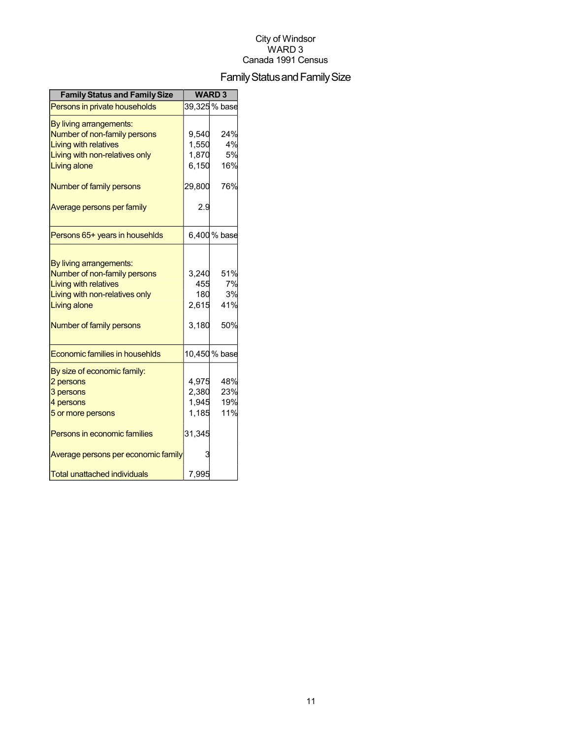City of Windsor
WARD 3
Canada 1991 Census

# Family Status and Family Size

| Family Status and Family Size | WARD 3 | |
|---|---|---|
| Persons in private households | 39,325 | % base |
| By living arrangements: | | |
| Number of non-family persons | 9,540 | 24% |
| Living with relatives | 1,550 | 4% |
| Living with non-relatives only | 1,870 | 5% |
| Living alone | 6,150 | 16% |
| Number of family persons | 29,800 | 76% |
| Average persons per family | 2.9 | |
| Persons 65+ years in househlds | 6,400 | % base |
| By living arrangements: | | |
| Number of non-family persons | 3,240 | 51% |
| Living with relatives | 455 | 7% |
| Living with non-relatives only | 180 | 3% |
| Living alone | 2,615 | 41% |
| Number of family persons | 3,180 | 50% |
| Economic families in househlds | 10,450 | % base |
| By size of economic family: | | |
| 2 persons | 4,975 | 48% |
| 3 persons | 2,380 | 23% |
| 4 persons | 1,945 | 19% |
| 5 or more persons | 1,185 | 11% |
| Persons in economic families | 31,345 | |
| Average persons per economic family | 3 | |
| Total unattached individuals | 7,995 | |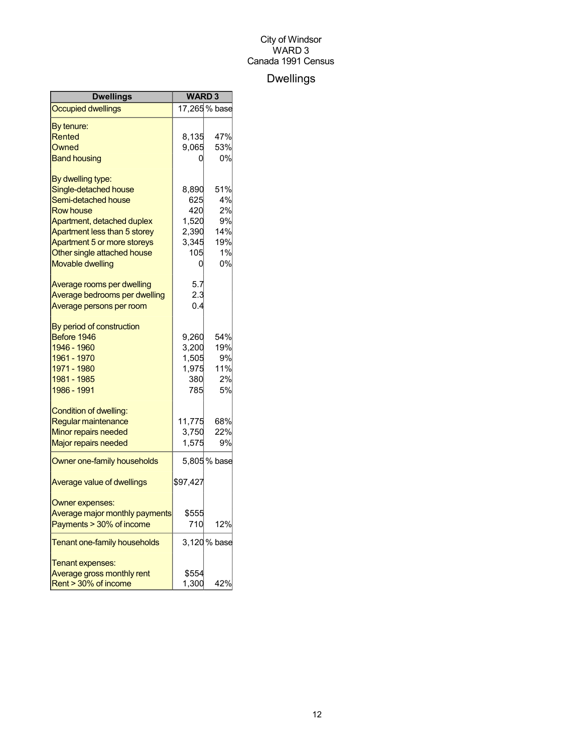City of Windsor
WARD 3
Canada 1991 Census

# Dwellings

| Dwellings | WARD 3 | |
|---|---|---|
| Occupied dwellings | 17,265 | % base |
| By tenure: | | |
| Rented | 8,135 | 47% |
| Owned | 9,065 | 53% |
| Band housing | 0 | 0% |
| By dwelling type: | | |
| Single-detached house | 8,890 | 51% |
| Semi-detached house | 625 | 4% |
| Row house | 420 | 2% |
| Apartment, detached duplex | 1,520 | 9% |
| Apartment less than 5 storey | 2,390 | 14% |
| Apartment 5 or more storeys | 3,345 | 19% |
| Other single attached house | 105 | 1% |
| Movable dwelling | 0 | 0% |
| Average rooms per dwelling | 5.7 | |
| Average bedrooms per dwelling | 2.3 | |
| Average persons per room | 0.4 | |
| By period of construction | | |
| Before 1946 | 9,260 | 54% |
| 1946 - 1960 | 3,200 | 19% |
| 1961 - 1970 | 1,505 | 9% |
| 1971 - 1980 | 1,975 | 11% |
| 1981 - 1985 | 380 | 2% |
| 1986 - 1991 | 785 | 5% |
| Condition of dwelling: | | |
| Regular maintenance | 11,775 | 68% |
| Minor repairs needed | 3,750 | 22% |
| Major repairs needed | 1,575 | 9% |
| Owner one-family households | 5,805 | % base |
| Average value of dwellings | $97,427 | |
| Owner expenses: | | |
| Average major monthly payments | $555 | |
| Payments > 30% of income | 710 | 12% |
| Tenant one-family households | 3,120 | % base |
| Tenant expenses: | | |
| Average gross monthly rent | $554 | |
| Rent > 30% of income | 1,300 | 42% |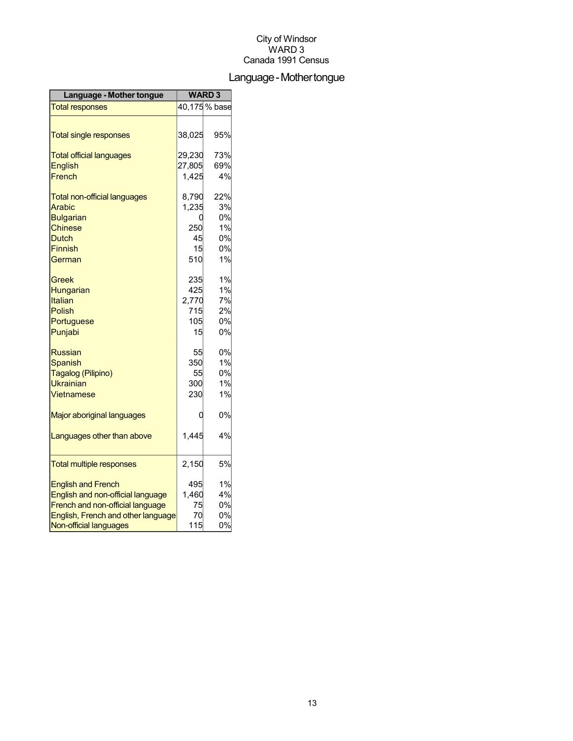City of Windsor
WARD 3
Canada 1991 Census

# Language - Mother tongue

| Language - Mother tongue | WARD 3 | |
|---|---|---|
| Total responses | 40,175 | % base |
| Total single responses | 38,025 | 95% |
| Total official languages | 29,230 | 73% |
| English | 27,805 | 69% |
| French | 1,425 | 4% |
| Total non-official languages | 8,790 | 22% |
| Arabic | 1,235 | 3% |
| Bulgarian | 0 | 0% |
| Chinese | 250 | 1% |
| Dutch | 45 | 0% |
| Finnish | 15 | 0% |
| German | 510 | 1% |
| Greek | 235 | 1% |
| Hungarian | 425 | 1% |
| Italian | 2,770 | 7% |
| Polish | 715 | 2% |
| Portuguese | 105 | 0% |
| Punjabi | 15 | 0% |
| Russian | 55 | 0% |
| Spanish | 350 | 1% |
| Tagalog (Pilipino) | 55 | 0% |
| Ukrainian | 300 | 1% |
| Vietnamese | 230 | 1% |
| Major aboriginal languages | 0 | 0% |
| Languages other than above | 1,445 | 4% |
| Total multiple responses | 2,150 | 5% |
| English and French | 495 | 1% |
| English and non-official language | 1,460 | 4% |
| French and non-official language | 75 | 0% |
| English, French and other language | 70 | 0% |
| Non-official languages | 115 | 0% |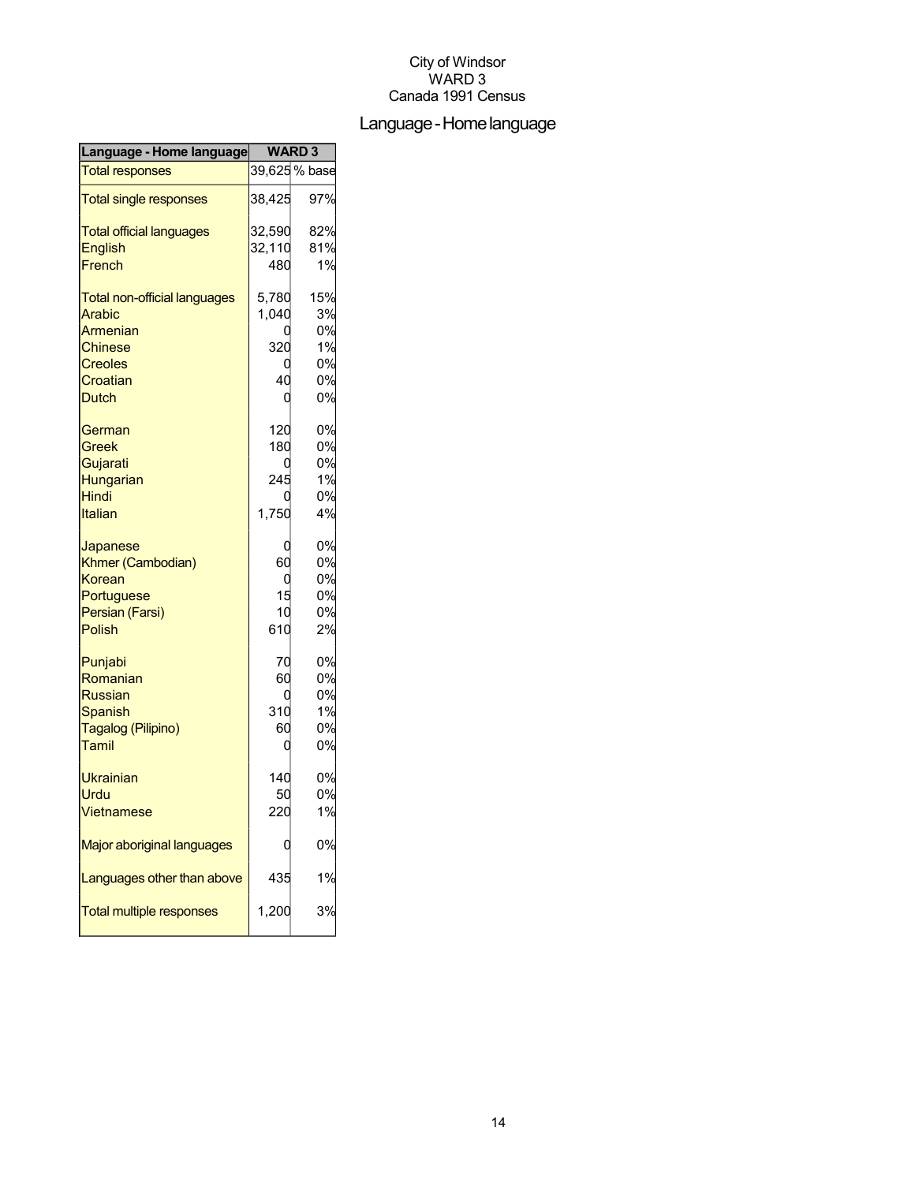City of Windsor
WARD 3
Canada 1991 Census

# Language - Home language

| Language - Home language | WARD 3 | |
|---|---|---|
| Total responses | 39,625 | % base |
| Total single responses | 38,425 | 97% |
| Total official languages | 32,590 | 82% |
| English | 32,110 | 81% |
| French | 480 | 1% |
| Total non-official languages | 5,780 | 15% |
| Arabic | 1,040 | 3% |
| Armenian | 0 | 0% |
| Chinese | 320 | 1% |
| Creoles | 0 | 0% |
| Croatian | 40 | 0% |
| Dutch | 0 | 0% |
| German | 120 | 0% |
| Greek | 180 | 0% |
| Gujarati | 0 | 0% |
| Hungarian | 245 | 1% |
| Hindi | 0 | 0% |
| Italian | 1,750 | 4% |
| Japanese | 0 | 0% |
| Khmer (Cambodian) | 60 | 0% |
| Korean | 0 | 0% |
| Portuguese | 15 | 0% |
| Persian (Farsi) | 10 | 0% |
| Polish | 610 | 2% |
| Punjabi | 70 | 0% |
| Romanian | 60 | 0% |
| Russian | 0 | 0% |
| Spanish | 310 | 1% |
| Tagalog (Pilipino) | 60 | 0% |
| Tamil | 0 | 0% |
| Ukrainian | 140 | 0% |
| Urdu | 50 | 0% |
| Vietnamese | 220 | 1% |
| Major aboriginal languages | 0 | 0% |
| Languages other than above | 435 | 1% |
| Total multiple responses | 1,200 | 3% |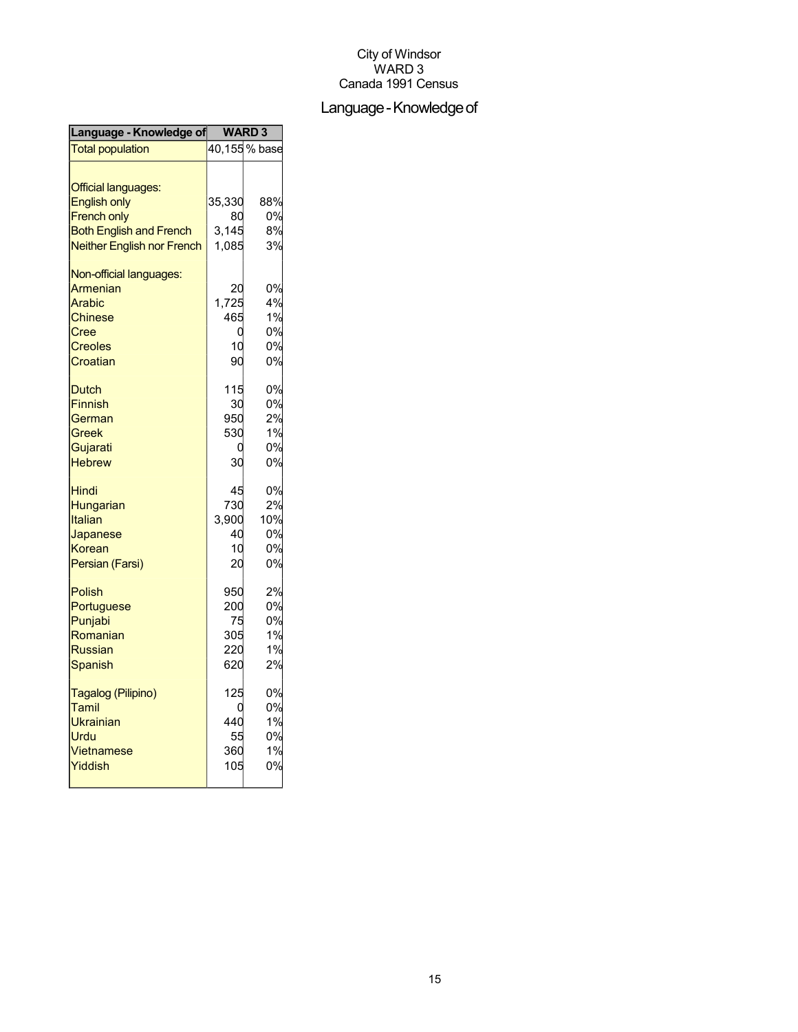City of Windsor
WARD 3
Canada 1991 Census

# Language - Knowledge of

| Language - Knowledge of | WARD 3 | |
|---|---|---|
| Total population | 40,155 | % base |
| | | |
| Official languages: | | |
| English only | 35,330 | 88% |
| French only | 80 | 0% |
| Both English and French | 3,145 | 8% |
| Neither English nor French | 1,085 | 3% |
| | | |
| Non-official languages: | | |
| Armenian | 20 | 0% |
| Arabic | 1,725 | 4% |
| Chinese | 465 | 1% |
| Cree | 0 | 0% |
| Creoles | 10 | 0% |
| Croatian | 90 | 0% |
| | | |
| Dutch | 115 | 0% |
| Finnish | 30 | 0% |
| German | 950 | 2% |
| Greek | 530 | 1% |
| Gujarati | 0 | 0% |
| Hebrew | 30 | 0% |
| | | |
| Hindi | 45 | 0% |
| Hungarian | 730 | 2% |
| Italian | 3,900 | 10% |
| Japanese | 40 | 0% |
| Korean | 10 | 0% |
| Persian (Farsi) | 20 | 0% |
| | | |
| Polish | 950 | 2% |
| Portuguese | 200 | 0% |
| Punjabi | 75 | 0% |
| Romanian | 305 | 1% |
| Russian | 220 | 1% |
| Spanish | 620 | 2% |
| | | |
| Tagalog (Pilipino) | 125 | 0% |
| Tamil | 0 | 0% |
| Ukrainian | 440 | 1% |
| Urdu | 55 | 0% |
| Vietnamese | 360 | 1% |
| Yiddish | 105 | 0% |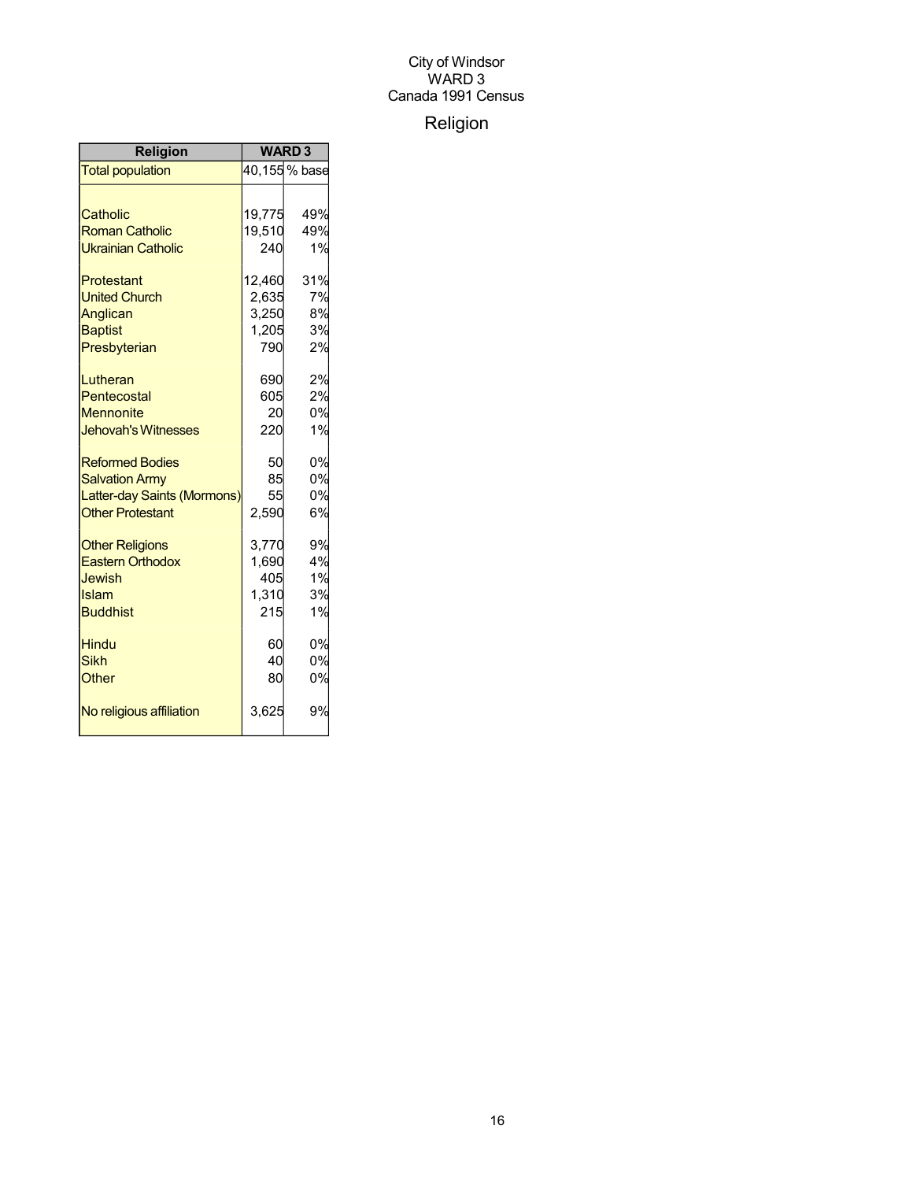City of Windsor
WARD 3
Canada 1991 Census

# Religion

| Religion | WARD 3 | |
|---|---|---|
| Total population | 40,155 | % base |
| | | |
| Catholic | 19,775 | 49% |
| Roman Catholic | 19,510 | 49% |
| Ukrainian Catholic | 240 | 1% |
| | | |
| Protestant | 12,460 | 31% |
| United Church | 2,635 | 7% |
| Anglican | 3,250 | 8% |
| Baptist | 1,205 | 3% |
| Presbyterian | 790 | 2% |
| | | |
| Lutheran | 690 | 2% |
| Pentecostal | 605 | 2% |
| Mennonite | 20 | 0% |
| Jehovah's Witnesses | 220 | 1% |
| | | |
| Reformed Bodies | 50 | 0% |
| Salvation Army | 85 | 0% |
| Latter-day Saints (Mormons) | 55 | 0% |
| Other Protestant | 2,590 | 6% |
| | | |
| Other Religions | 3,770 | 9% |
| Eastern Orthodox | 1,690 | 4% |
| Jewish | 405 | 1% |
| Islam | 1,310 | 3% |
| Buddhist | 215 | 1% |
| | | |
| Hindu | 60 | 0% |
| Sikh | 40 | 0% |
| Other | 80 | 0% |
| | | |
| No religious affiliation | 3,625 | 9% |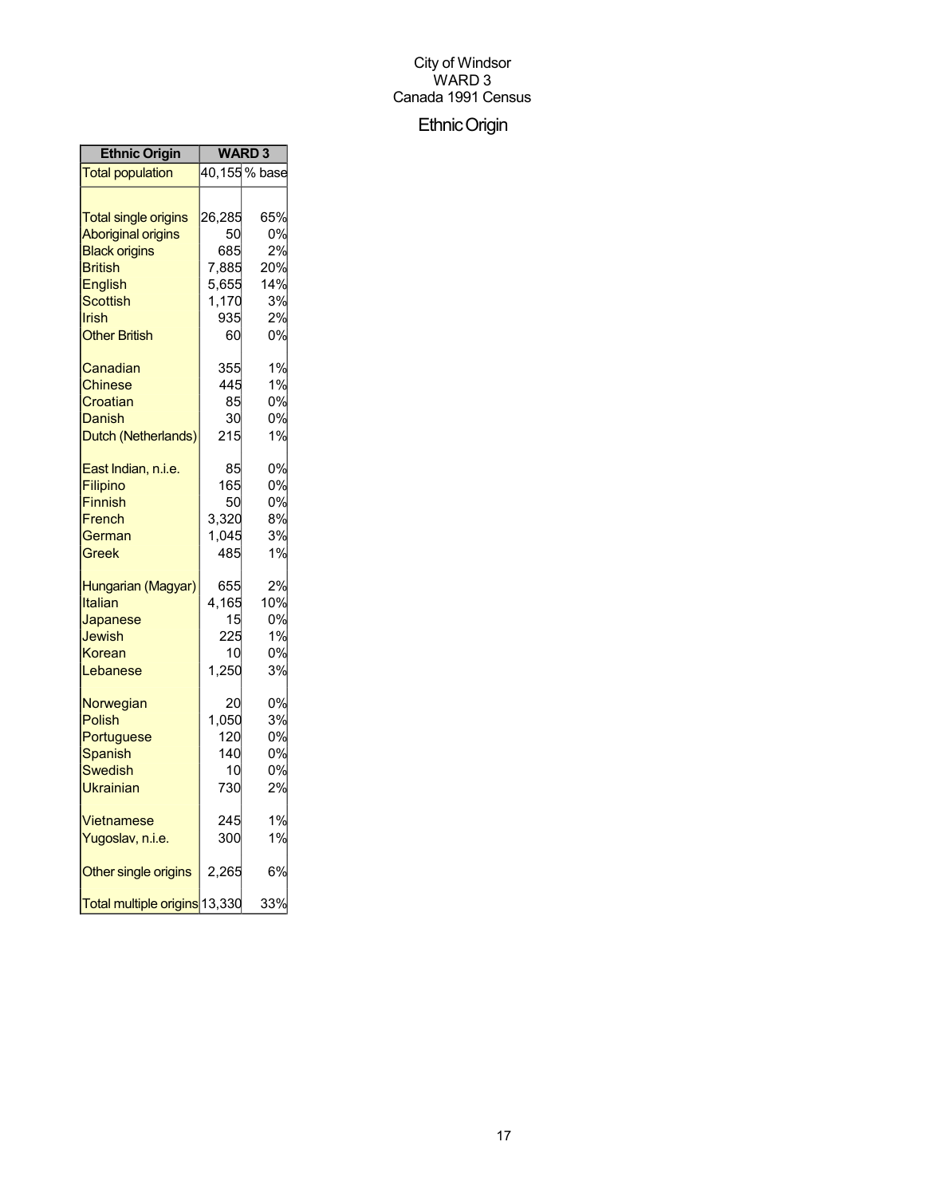City of Windsor
WARD 3
Canada 1991 Census

# Ethnic Origin

| Ethnic Origin | WARD 3 | |
|---|---|---|
| Total population | 40,155 | % base |
| | | |
| Total single origins | 26,285 | 65% |
| Aboriginal origins | 50 | 0% |
| Black origins | 685 | 2% |
| British | 7,885 | 20% |
| English | 5,655 | 14% |
| Scottish | 1,170 | 3% |
| Irish | 935 | 2% |
| Other British | 60 | 0% |
| | | |
| Canadian | 355 | 1% |
| Chinese | 445 | 1% |
| Croatian | 85 | 0% |
| Danish | 30 | 0% |
| Dutch (Netherlands) | 215 | 1% |
| | | |
| East Indian, n.i.e. | 85 | 0% |
| Filipino | 165 | 0% |
| Finnish | 50 | 0% |
| French | 3,320 | 8% |
| German | 1,045 | 3% |
| Greek | 485 | 1% |
| | | |
| Hungarian (Magyar) | 655 | 2% |
| Italian | 4,165 | 10% |
| Japanese | 15 | 0% |
| Jewish | 225 | 1% |
| Korean | 10 | 0% |
| Lebanese | 1,250 | 3% |
| | | |
| Norwegian | 20 | 0% |
| Polish | 1,050 | 3% |
| Portuguese | 120 | 0% |
| Spanish | 140 | 0% |
| Swedish | 10 | 0% |
| Ukrainian | 730 | 2% |
| | | |
| Vietnamese | 245 | 1% |
| Yugoslav, n.i.e. | 300 | 1% |
| | | |
| Other single origins | 2,265 | 6% |
| | | |
| Total multiple origins | 13,330 | 33% |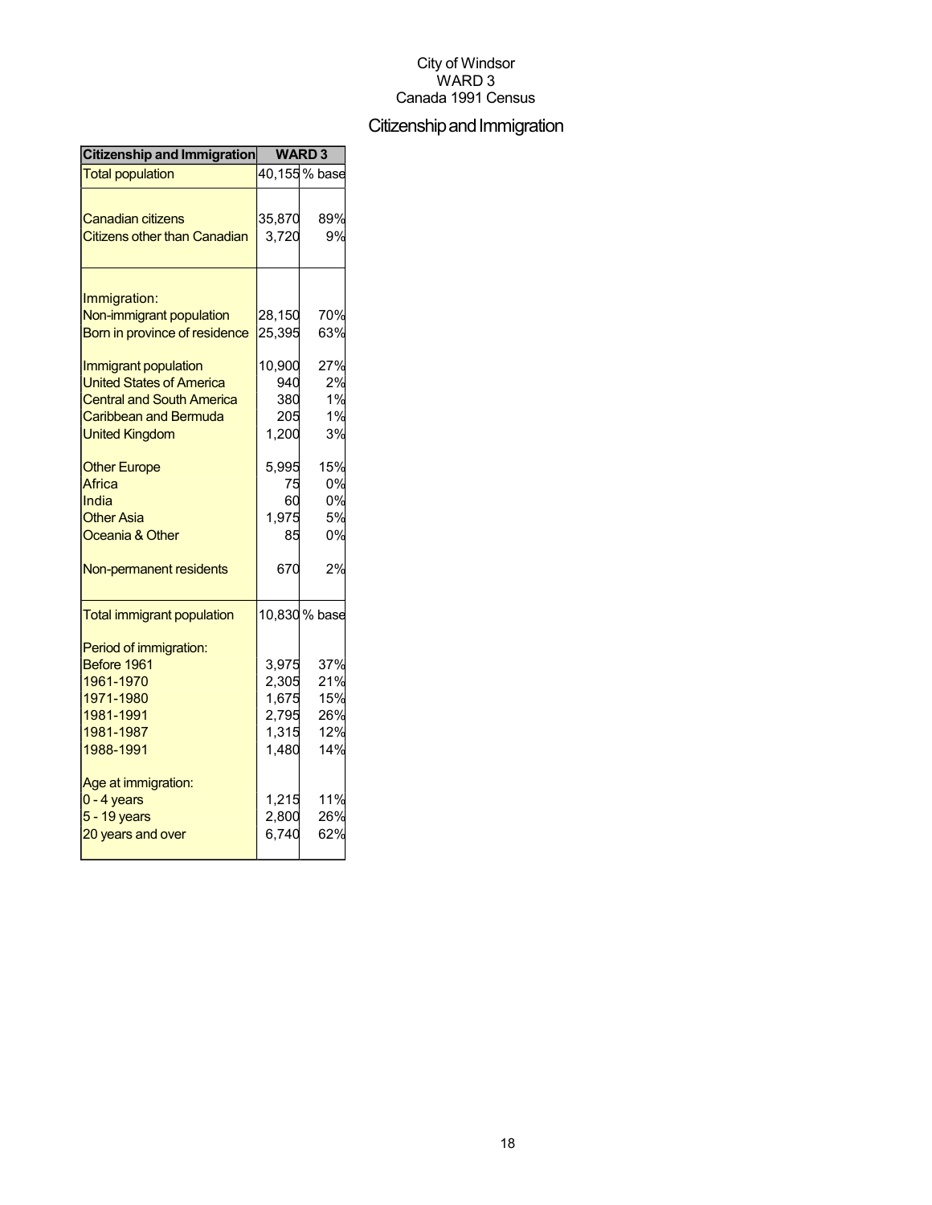City of Windsor
WARD 3
Canada 1991 Census

# Citizenship and Immigration

| Citizenship and Immigration | WARD 3 | |
|---|---|---|
| Total population | 40,155 | % base |
| | | |
| Canadian citizens | 35,870 | 89% |
| Citizens other than Canadian | 3,720 | 9% |
| | | |
| Immigration: | | |
| Non-immigrant population | 28,150 | 70% |
| Born in province of residence | 25,395 | 63% |
| | | |
| Immigrant population | 10,900 | 27% |
| United States of America | 940 | 2% |
| Central and South America | 380 | 1% |
| Caribbean and Bermuda | 205 | 1% |
| United Kingdom | 1,200 | 3% |
| | | |
| Other Europe | 5,995 | 15% |
| Africa | 75 | 0% |
| India | 60 | 0% |
| Other Asia | 1,975 | 5% |
| Oceania & Other | 85 | 0% |
| | | |
| Non-permanent residents | 670 | 2% |
| | | |
| Total immigrant population | 10,830 | % base |
| | | |
| Period of immigration: | | |
| Before 1961 | 3,975 | 37% |
| 1961-1970 | 2,305 | 21% |
| 1971-1980 | 1,675 | 15% |
| 1981-1991 | 2,795 | 26% |
| 1981-1987 | 1,315 | 12% |
| 1988-1991 | 1,480 | 14% |
| | | |
| Age at immigration: | | |
| 0 - 4 years | 1,215 | 11% |
| 5 - 19 years | 2,800 | 26% |
| 20 years and over | 6,740 | 62% |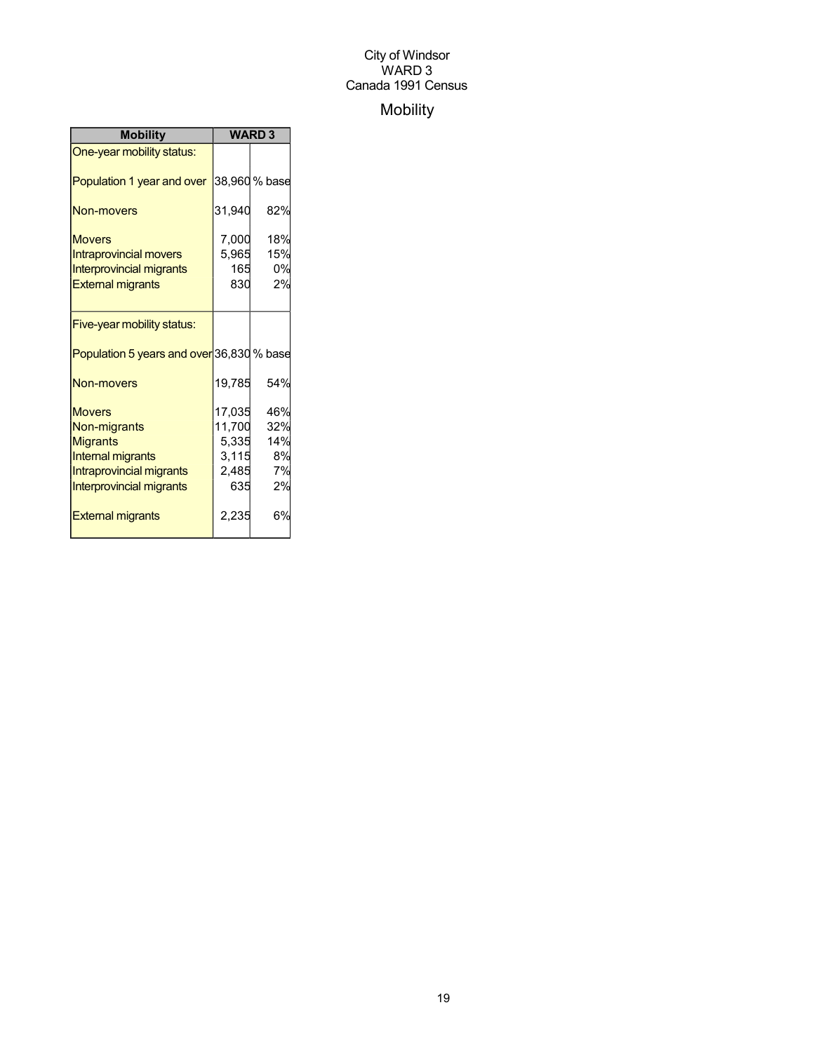City of Windsor
WARD 3
Canada 1991 Census

# Mobility

| Mobility | WARD 3 | |
|---|---|---|
| One-year mobility status: | | |
| Population 1 year and over | 38,960 | % base |
| Non-movers | 31,940 | 82% |
| Movers | 7,000 | 18% |
| Intraprovincial movers | 5,965 | 15% |
| Interprovincial migrants | 165 | 0% |
| External migrants | 830 | 2% |
| Five-year mobility status: | | |
| Population 5 years and over | 36,830 | % base |
| Non-movers | 19,785 | 54% |
| Movers | 17,035 | 46% |
| Non-migrants | 11,700 | 32% |
| Migrants | 5,335 | 14% |
| Internal migrants | 3,115 | 8% |
| Intraprovincial migrants | 2,485 | 7% |
| Interprovincial migrants | 635 | 2% |
| External migrants | 2,235 | 6% |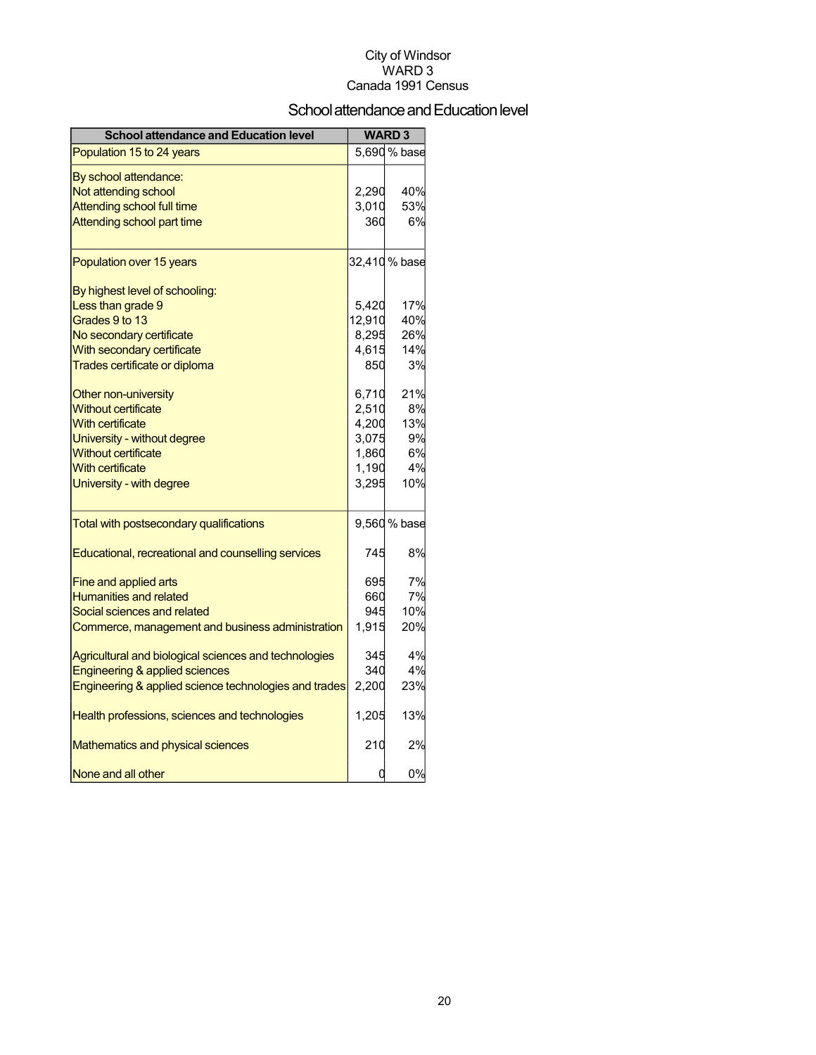City of Windsor
WARD 3
Canada 1991 Census

# School attendance and Education level

| School attendance and Education level | WARD 3 | |
|---|---|---|
| Population 15 to 24 years | 5,690 | % base |
| By school attendance: | | |
| Not attending school | 2,290 | 40% |
| Attending school full time | 3,010 | 53% |
| Attending school part time | 360 | 6% |
| Population over 15 years | 32,410 | % base |
| By highest level of schooling: | | |
| Less than grade 9 | 5,420 | 17% |
| Grades 9 to 13 | 12,910 | 40% |
| No secondary certificate | 8,295 | 26% |
| With secondary certificate | 4,615 | 14% |
| Trades certificate or diploma | 850 | 3% |
| Other non-university | 6,710 | 21% |
| Without certificate | 2,510 | 8% |
| With certificate | 4,200 | 13% |
| University - without degree | 3,075 | 9% |
| Without certificate | 1,860 | 6% |
| With certificate | 1,190 | 4% |
| University - with degree | 3,295 | 10% |
| Total with postsecondary qualifications | 9,560 | % base |
| Educational, recreational and counselling services | 745 | 8% |
| Fine and applied arts | 695 | 7% |
| Humanities and related | 660 | 7% |
| Social sciences and related | 945 | 10% |
| Commerce, management and business administration | 1,915 | 20% |
| Agricultural and biological sciences and technologies | 345 | 4% |
| Engineering & applied sciences | 340 | 4% |
| Engineering & applied science technologies and trades | 2,200 | 23% |
| Health professions, sciences and technologies | 1,205 | 13% |
| Mathematics and physical sciences | 210 | 2% |
| None and all other | 0 | 0% |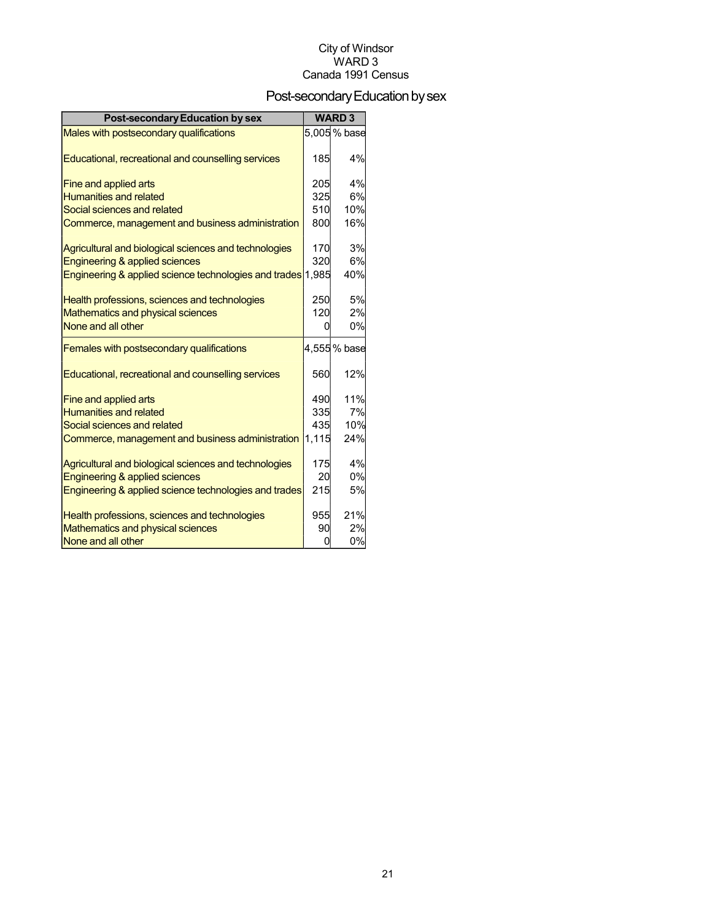City of Windsor
WARD 3
Canada 1991 Census

# Post-secondary Education by sex

| Post-secondary Education by sex | WARD 3 | |
|---|---|---|
| Males with postsecondary qualifications | 5,005 | % base |
| Educational, recreational and counselling services | 185 | 4% |
| Fine and applied arts | 205 | 4% |
| Humanities and related | 325 | 6% |
| Social sciences and related | 510 | 10% |
| Commerce, management and business administration | 800 | 16% |
| Agricultural and biological sciences and technologies | 170 | 3% |
| Engineering & applied sciences | 320 | 6% |
| Engineering & applied science technologies and trades | 1,985 | 40% |
| Health professions, sciences and technologies | 250 | 5% |
| Mathematics and physical sciences | 120 | 2% |
| None and all other | 0 | 0% |
| Females with postsecondary qualifications | 4,555 | % base |
| Educational, recreational and counselling services | 560 | 12% |
| Fine and applied arts | 490 | 11% |
| Humanities and related | 335 | 7% |
| Social sciences and related | 435 | 10% |
| Commerce, management and business administration | 1,115 | 24% |
| Agricultural and biological sciences and technologies | 175 | 4% |
| Engineering & applied sciences | 20 | 0% |
| Engineering & applied science technologies and trades | 215 | 5% |
| Health professions, sciences and technologies | 955 | 21% |
| Mathematics and physical sciences | 90 | 2% |
| None and all other | 0 | 0% |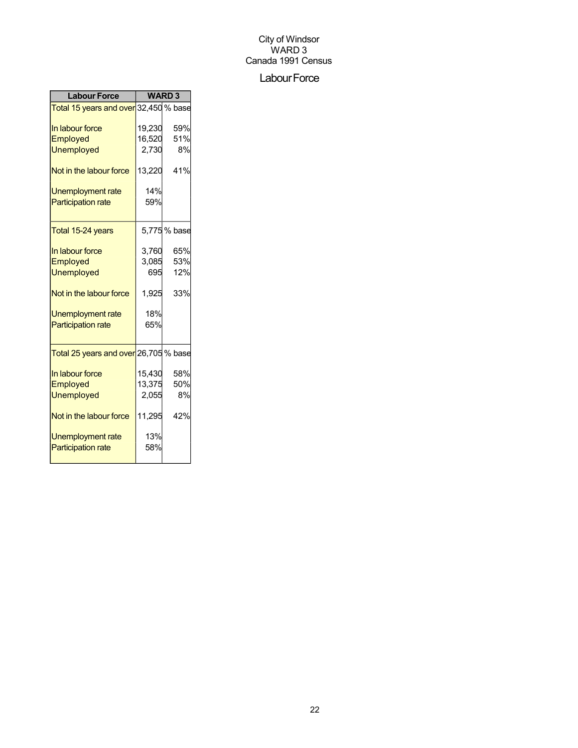City of Windsor
WARD 3
Canada 1991 Census

# Labour Force

| Labour Force | WARD 3 | |
|---|---|---|
| Total 15 years and over | 32,450 | % base |
| In labour force | 19,230 | 59% |
| Employed | 16,520 | 51% |
| Unemployed | 2,730 | 8% |
| Not in the labour force | 13,220 | 41% |
| Unemployment rate | 14% | |
| Participation rate | 59% | |
| Total 15-24 years | 5,775 | % base |
| In labour force | 3,760 | 65% |
| Employed | 3,085 | 53% |
| Unemployed | 695 | 12% |
| Not in the labour force | 1,925 | 33% |
| Unemployment rate | 18% | |
| Participation rate | 65% | |
| Total 25 years and over | 26,705 | % base |
| In labour force | 15,430 | 58% |
| Employed | 13,375 | 50% |
| Unemployed | 2,055 | 8% |
| Not in the labour force | 11,295 | 42% |
| Unemployment rate | 13% | |
| Participation rate | 58% | |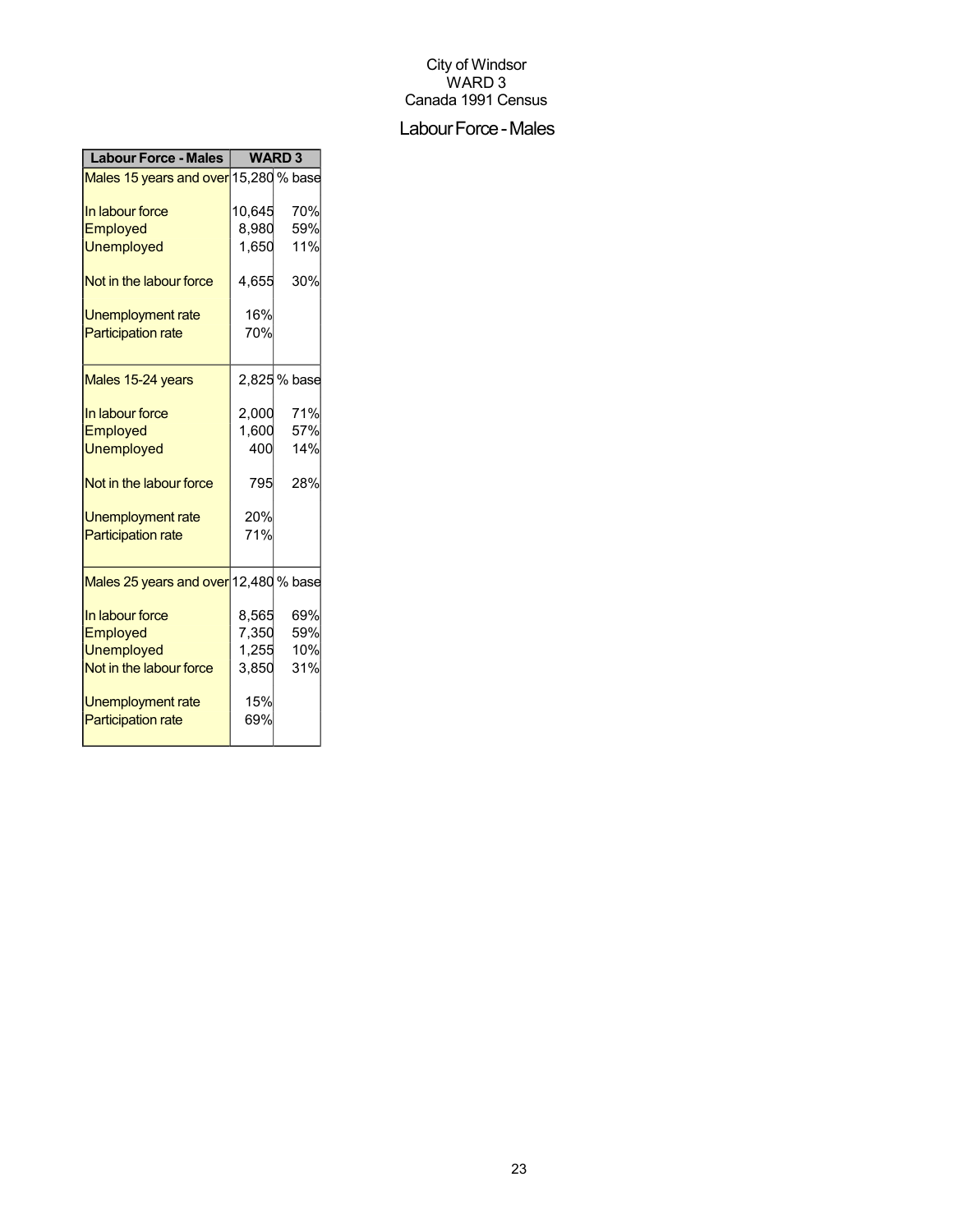City of Windsor
WARD 3
Canada 1991 Census

# Labour Force - Males

| Labour Force - Males | WARD 3 | |
|---|---|---|
| Males 15 years and over | 15,280 | % base |
| In labour force | 10,645 | 70% |
| Employed | 8,980 | 59% |
| Unemployed | 1,650 | 11% |
| Not in the labour force | 4,655 | 30% |
| Unemployment rate | 16% | |
| Participation rate | 70% | |
| Males 15-24 years | 2,825 | % base |
| In labour force | 2,000 | 71% |
| Employed | 1,600 | 57% |
| Unemployed | 400 | 14% |
| Not in the labour force | 795 | 28% |
| Unemployment rate | 20% | |
| Participation rate | 71% | |
| Males 25 years and over | 12,480 | % base |
| In labour force | 8,565 | 69% |
| Employed | 7,350 | 59% |
| Unemployed | 1,255 | 10% |
| Not in the labour force | 3,850 | 31% |
| Unemployment rate | 15% | |
| Participation rate | 69% | |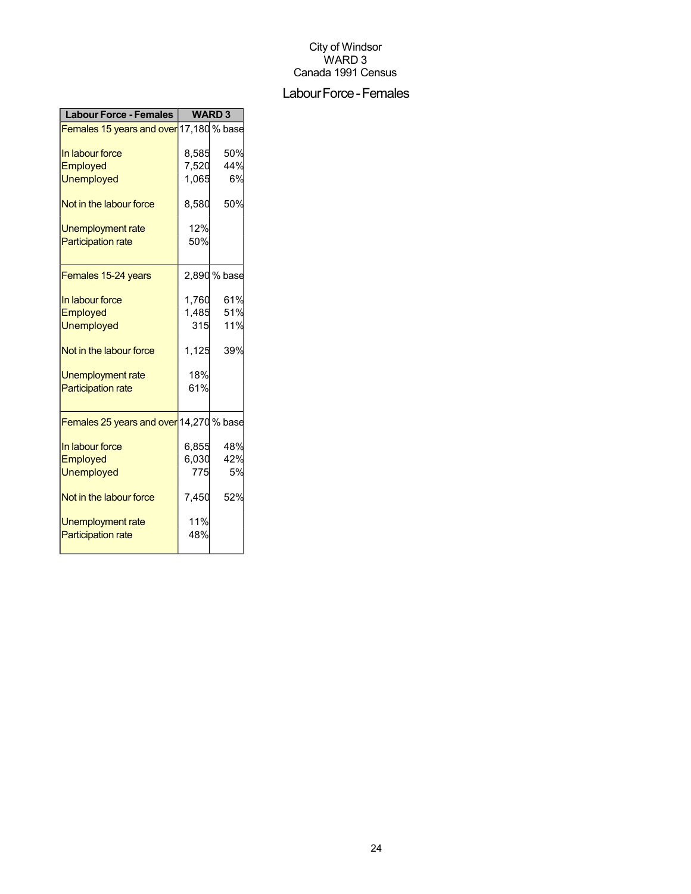City of Windsor
WARD 3
Canada 1991 Census

# Labour Force - Females

| Labour Force - Females | WARD 3 | |
|---|---|---|
| Females 15 years and over | 17,180 | % base |
| In labour force | 8,585 | 50% |
| Employed | 7,520 | 44% |
| Unemployed | 1,065 | 6% |
| Not in the labour force | 8,580 | 50% |
| Unemployment rate | 12% | |
| Participation rate | 50% | |
| Females 15-24 years | 2,890 | % base |
| In labour force | 1,760 | 61% |
| Employed | 1,485 | 51% |
| Unemployed | 315 | 11% |
| Not in the labour force | 1,125 | 39% |
| Unemployment rate | 18% | |
| Participation rate | 61% | |
| Females 25 years and over | 14,270 | % base |
| In labour force | 6,855 | 48% |
| Employed | 6,030 | 42% |
| Unemployed | 775 | 5% |
| Not in the labour force | 7,450 | 52% |
| Unemployment rate | 11% | |
| Participation rate | 48% | |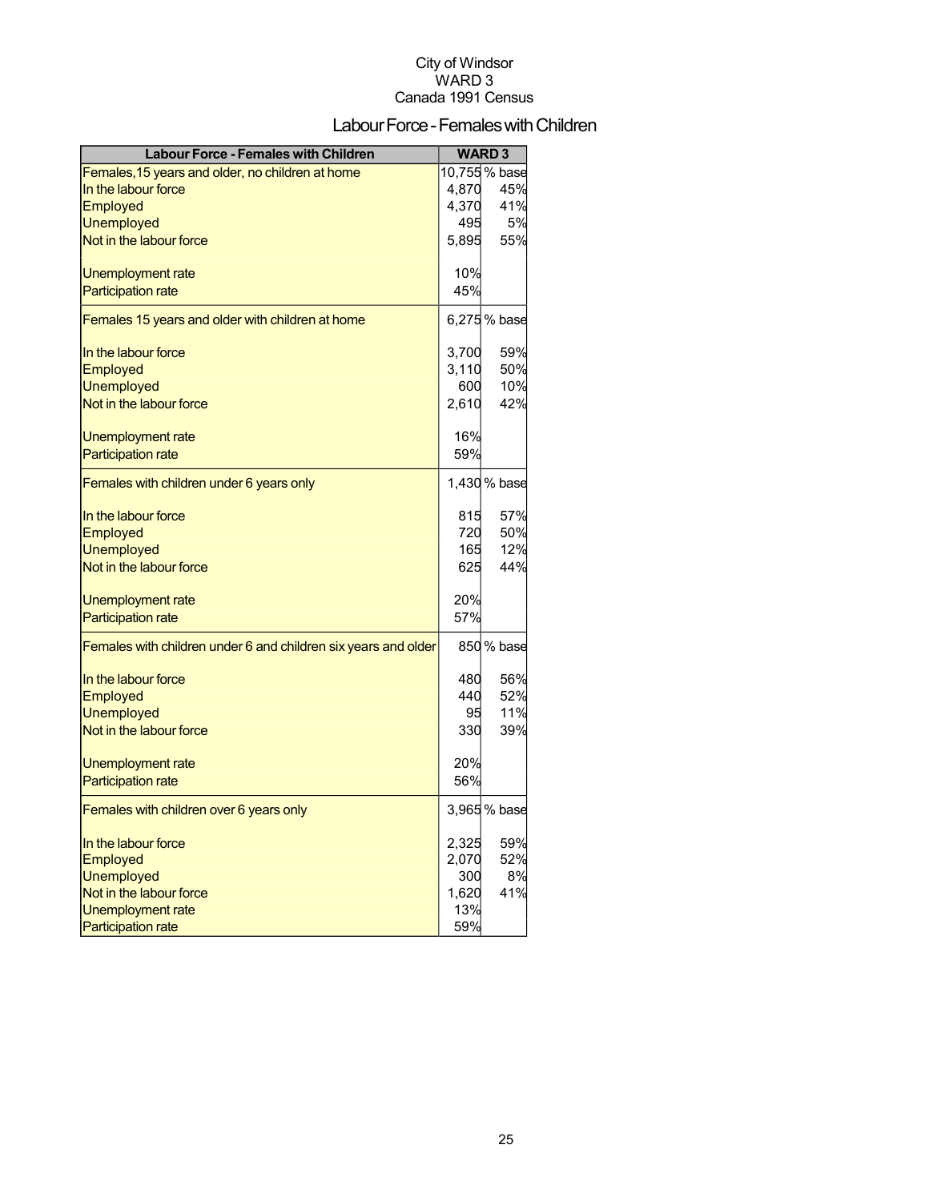City of Windsor
WARD 3
Canada 1991 Census

# Labour Force - Females with Children

| Labour Force - Females with Children | WARD 3 | |
|---|---|---|
| Females,15 years and older, no children at home | 10,755 | % base |
| In the labour force | 4,870 | 45% |
| Employed | 4,370 | 41% |
| Unemployed | 495 | 5% |
| Not in the labour force | 5,895 | 55% |
| | | |
| Unemployment rate | 10% | |
| Participation rate | 45% | |
| Females 15 years and older with children at home | 6,275 | % base |
| | | |
| In the labour force | 3,700 | 59% |
| Employed | 3,110 | 50% |
| Unemployed | 600 | 10% |
| Not in the labour force | 2,610 | 42% |
| | | |
| Unemployment rate | 16% | |
| Participation rate | 59% | |
| Females with children under 6 years only | 1,430 | % base |
| | | |
| In the labour force | 815 | 57% |
| Employed | 720 | 50% |
| Unemployed | 165 | 12% |
| Not in the labour force | 625 | 44% |
| | | |
| Unemployment rate | 20% | |
| Participation rate | 57% | |
| Females with children under 6 and children six years and older | 850 | % base |
| | | |
| In the labour force | 480 | 56% |
| Employed | 440 | 52% |
| Unemployed | 95 | 11% |
| Not in the labour force | 330 | 39% |
| | | |
| Unemployment rate | 20% | |
| Participation rate | 56% | |
| Females with children over 6 years only | 3,965 | % base |
| | | |
| In the labour force | 2,325 | 59% |
| Employed | 2,070 | 52% |
| Unemployed | 300 | 8% |
| Not in the labour force | 1,620 | 41% |
| Unemployment rate | 13% | |
| Participation rate | 59% | |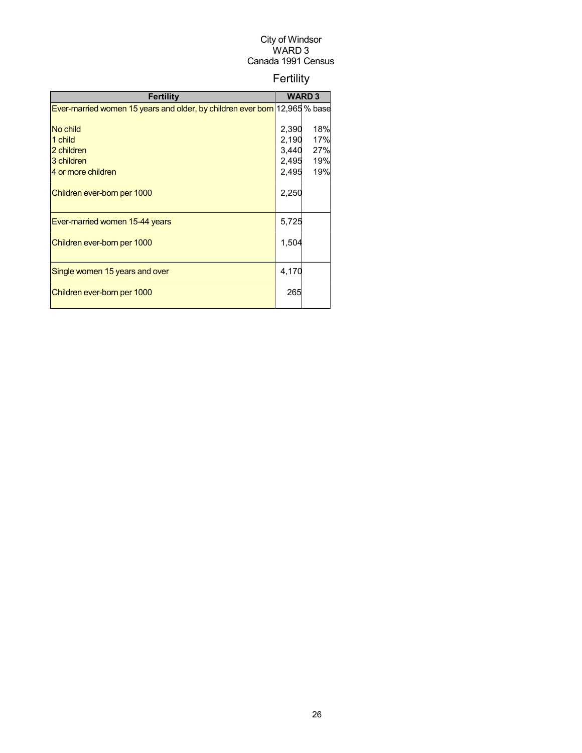City of Windsor
WARD 3
Canada 1991 Census

# Fertility

| Fertility | WARD 3 | |
|---|---|---|
| Ever-married women 15 years and older, by children ever born | 12,965 | % base |
| No child | 2,390 | 18% |
| 1 child | 2,190 | 17% |
| 2 children | 3,440 | 27% |
| 3 children | 2,495 | 19% |
| 4 or more children | 2,495 | 19% |
| Children ever-born per 1000 | 2,250 | |
| Ever-married women 15-44 years | 5,725 | |
| Children ever-born per 1000 | 1,504 | |
| Single women 15 years and over | 4,170 | |
| Children ever-born per 1000 | 265 | |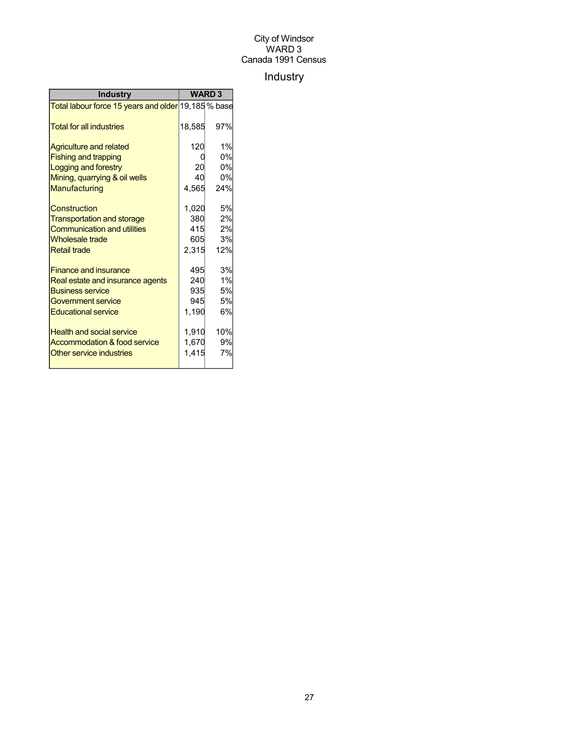City of Windsor
WARD 3
Canada 1991 Census

# Industry

| Industry | WARD 3 | |
|---|---|---|
| Total labour force 15 years and older | 19,185 | % base |
| Total for all industries | 18,585 | 97% |
| Agriculture and related | 120 | 1% |
| Fishing and trapping | 0 | 0% |
| Logging and forestry | 20 | 0% |
| Mining, quarrying & oil wells | 40 | 0% |
| Manufacturing | 4,565 | 24% |
| Construction | 1,020 | 5% |
| Transportation and storage | 380 | 2% |
| Communication and utilities | 415 | 2% |
| Wholesale trade | 605 | 3% |
| Retail trade | 2,315 | 12% |
| Finance and insurance | 495 | 3% |
| Real estate and insurance agents | 240 | 1% |
| Business service | 935 | 5% |
| Government service | 945 | 5% |
| Educational service | 1,190 | 6% |
| Health and social service | 1,910 | 10% |
| Accommodation & food service | 1,670 | 9% |
| Other service industries | 1,415 | 7% |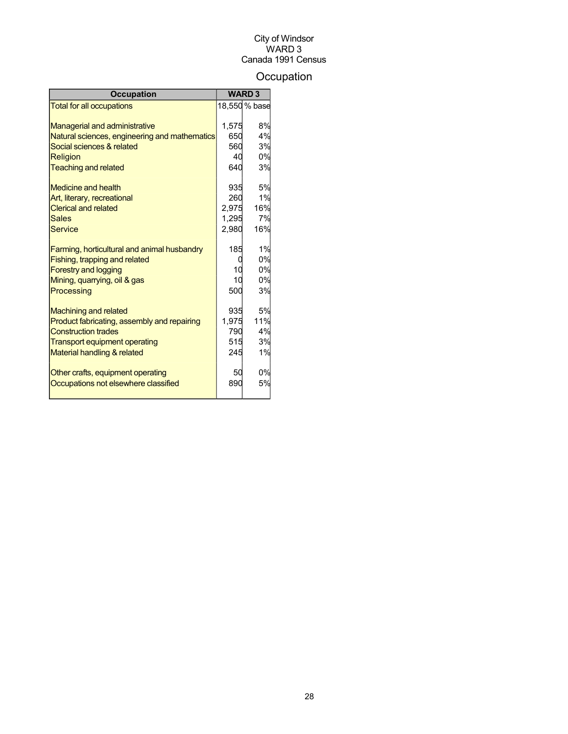City of Windsor
WARD 3
Canada 1991 Census

# Occupation

| Occupation | WARD 3 | |
|---|---|---|
| Total for all occupations | 18,550 | % base |
| | | |
| Managerial and administrative | 1,575 | 8% |
| Natural sciences, engineering and mathematics | 650 | 4% |
| Social sciences & related | 560 | 3% |
| Religion | 40 | 0% |
| Teaching and related | 640 | 3% |
| | | |
| Medicine and health | 935 | 5% |
| Art, literary, recreational | 260 | 1% |
| Clerical and related | 2,975 | 16% |
| Sales | 1,295 | 7% |
| Service | 2,980 | 16% |
| | | |
| Farming, horticultural and animal husbandry | 185 | 1% |
| Fishing, trapping and related | 0 | 0% |
| Forestry and logging | 10 | 0% |
| Mining, quarrying, oil & gas | 10 | 0% |
| Processing | 500 | 3% |
| | | |
| Machining and related | 935 | 5% |
| Product fabricating, assembly and repairing | 1,975 | 11% |
| Construction trades | 790 | 4% |
| Transport equipment operating | 515 | 3% |
| Material handling & related | 245 | 1% |
| | | |
| Other crafts, equipment operating | 50 | 0% |
| Occupations not elsewhere classified | 890 | 5% |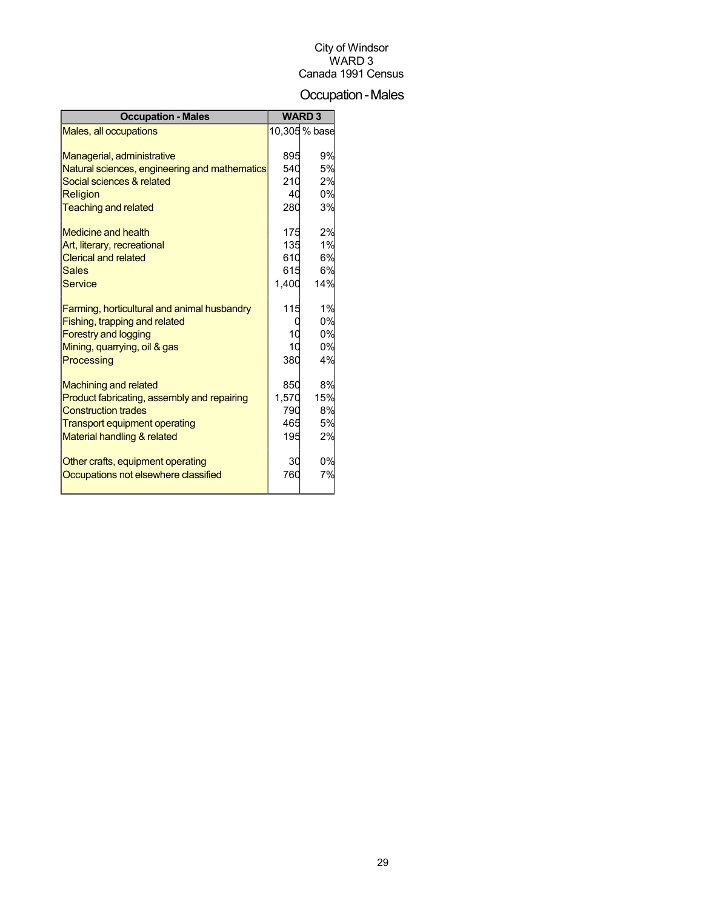City of Windsor
WARD 3
Canada 1991 Census

# Occupation - Males

| Occupation - Males | WARD 3 | |
|---|---|---|
| Males, all occupations | 10,305 | % base |
| | | |
| Managerial, administrative | 895 | 9% |
| Natural sciences, engineering and mathematics | 540 | 5% |
| Social sciences & related | 210 | 2% |
| Religion | 40 | 0% |
| Teaching and related | 280 | 3% |
| | | |
| Medicine and health | 175 | 2% |
| Art, literary, recreational | 135 | 1% |
| Clerical and related | 610 | 6% |
| Sales | 615 | 6% |
| Service | 1,400 | 14% |
| | | |
| Farming, horticultural and animal husbandry | 115 | 1% |
| Fishing, trapping and related | 0 | 0% |
| Forestry and logging | 10 | 0% |
| Mining, quarrying, oil & gas | 10 | 0% |
| Processing | 380 | 4% |
| | | |
| Machining and related | 850 | 8% |
| Product fabricating, assembly and repairing | 1,570 | 15% |
| Construction trades | 790 | 8% |
| Transport equipment operating | 465 | 5% |
| Material handling & related | 195 | 2% |
| | | |
| Other crafts, equipment operating | 30 | 0% |
| Occupations not elsewhere classified | 760 | 7% |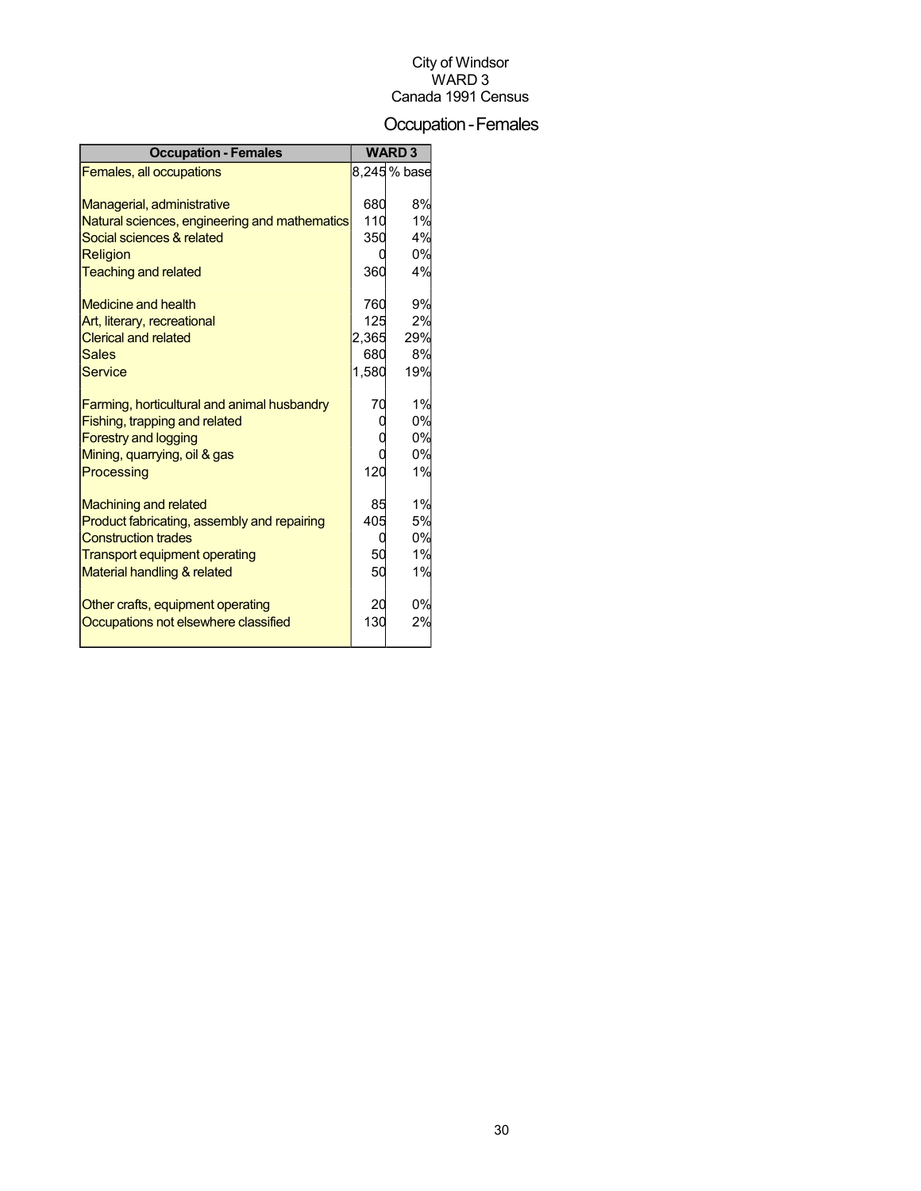City of Windsor
WARD 3
Canada 1991 Census

# Occupation - Females

| Occupation - Females | WARD 3 | |
|---|---|---|
| Females, all occupations | 8,245 | % base |
| Managerial, administrative | 680 | 8% |
| Natural sciences, engineering and mathematics | 110 | 1% |
| Social sciences & related | 350 | 4% |
| Religion | 0 | 0% |
| Teaching and related | 360 | 4% |
| Medicine and health | 760 | 9% |
| Art, literary, recreational | 125 | 2% |
| Clerical and related | 2,365 | 29% |
| Sales | 680 | 8% |
| Service | 1,580 | 19% |
| Farming, horticultural and animal husbandry | 70 | 1% |
| Fishing, trapping and related | 0 | 0% |
| Forestry and logging | 0 | 0% |
| Mining, quarrying, oil & gas | 0 | 0% |
| Processing | 120 | 1% |
| Machining and related | 85 | 1% |
| Product fabricating, assembly and repairing | 405 | 5% |
| Construction trades | 0 | 0% |
| Transport equipment operating | 50 | 1% |
| Material handling & related | 50 | 1% |
| Other crafts, equipment operating | 20 | 0% |
| Occupations not elsewhere classified | 130 | 2% |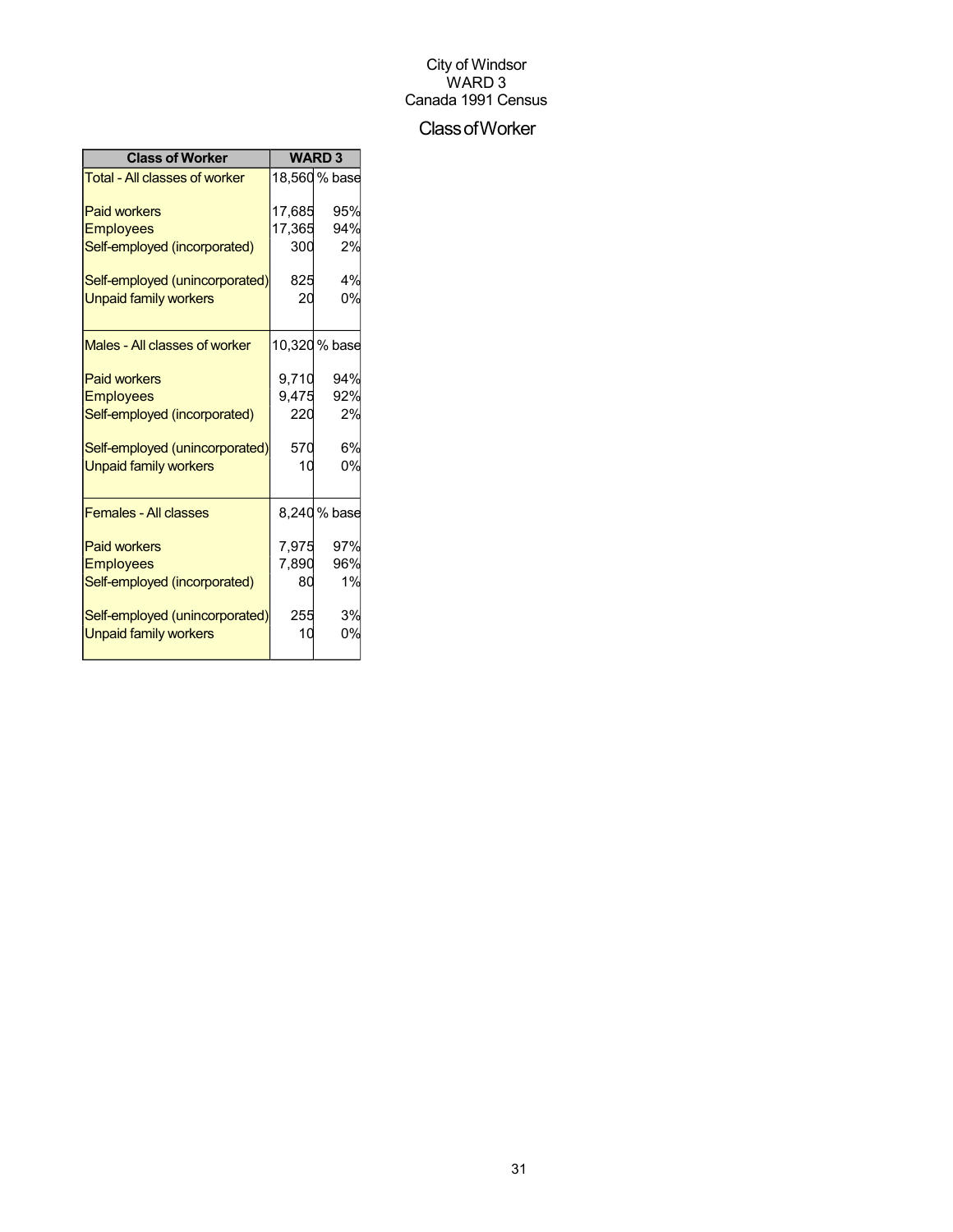City of Windsor
WARD 3
Canada 1991 Census

# Class of Worker

| Class of Worker | WARD 3 | |
|---|---|---|
| Total - All classes of worker | 18,560 | % base |
| Paid workers | 17,685 | 95% |
| Employees | 17,365 | 94% |
| Self-employed (incorporated) | 300 | 2% |
| Self-employed (unincorporated) | 825 | 4% |
| Unpaid family workers | 20 | 0% |
| Males - All classes of worker | 10,320 | % base |
| Paid workers | 9,710 | 94% |
| Employees | 9,475 | 92% |
| Self-employed (incorporated) | 220 | 2% |
| Self-employed (unincorporated) | 570 | 6% |
| Unpaid family workers | 10 | 0% |
| Females - All classes | 8,240 | % base |
| Paid workers | 7,975 | 97% |
| Employees | 7,890 | 96% |
| Self-employed (incorporated) | 80 | 1% |
| Self-employed (unincorporated) | 255 | 3% |
| Unpaid family workers | 10 | 0% |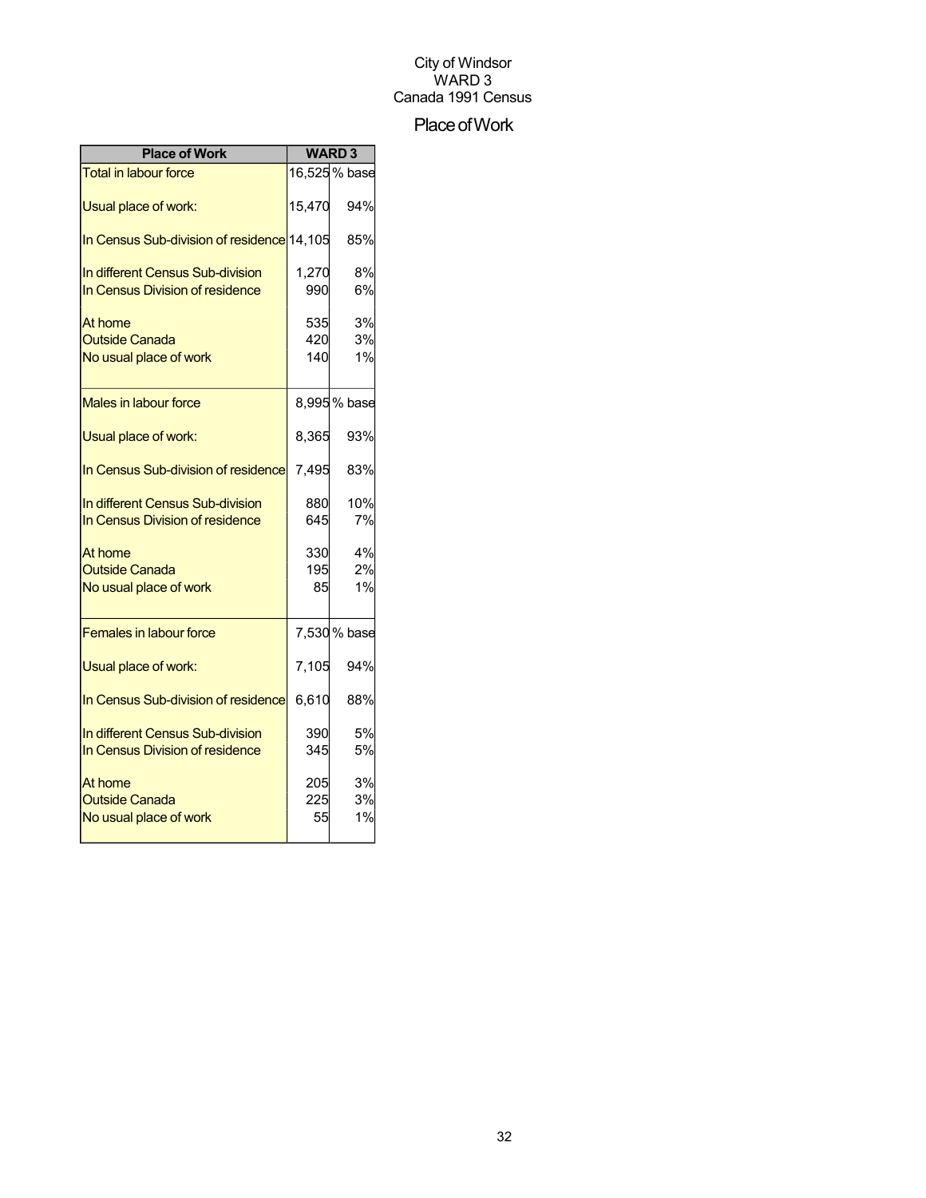City of Windsor
WARD 3
Canada 1991 Census

# Place of Work

| Place of Work | WARD 3 | |
|---|---|---|
| Total in labour force | 16,525 | % base |
| Usual place of work: | 15,470 | 94% |
| In Census Sub-division of residence | 14,105 | 85% |
| In different Census Sub-division | 1,270 | 8% |
| In Census Division of residence | 990 | 6% |
| At home | 535 | 3% |
| Outside Canada | 420 | 3% |
| No usual place of work | 140 | 1% |
| Males in labour force | 8,995 | % base |
| Usual place of work: | 8,365 | 93% |
| In Census Sub-division of residence | 7,495 | 83% |
| In different Census Sub-division | 880 | 10% |
| In Census Division of residence | 645 | 7% |
| At home | 330 | 4% |
| Outside Canada | 195 | 2% |
| No usual place of work | 85 | 1% |
| Females in labour force | 7,530 | % base |
| Usual place of work: | 7,105 | 94% |
| In Census Sub-division of residence | 6,610 | 88% |
| In different Census Sub-division | 390 | 5% |
| In Census Division of residence | 345 | 5% |
| At home | 205 | 3% |
| Outside Canada | 225 | 3% |
| No usual place of work | 55 | 1% |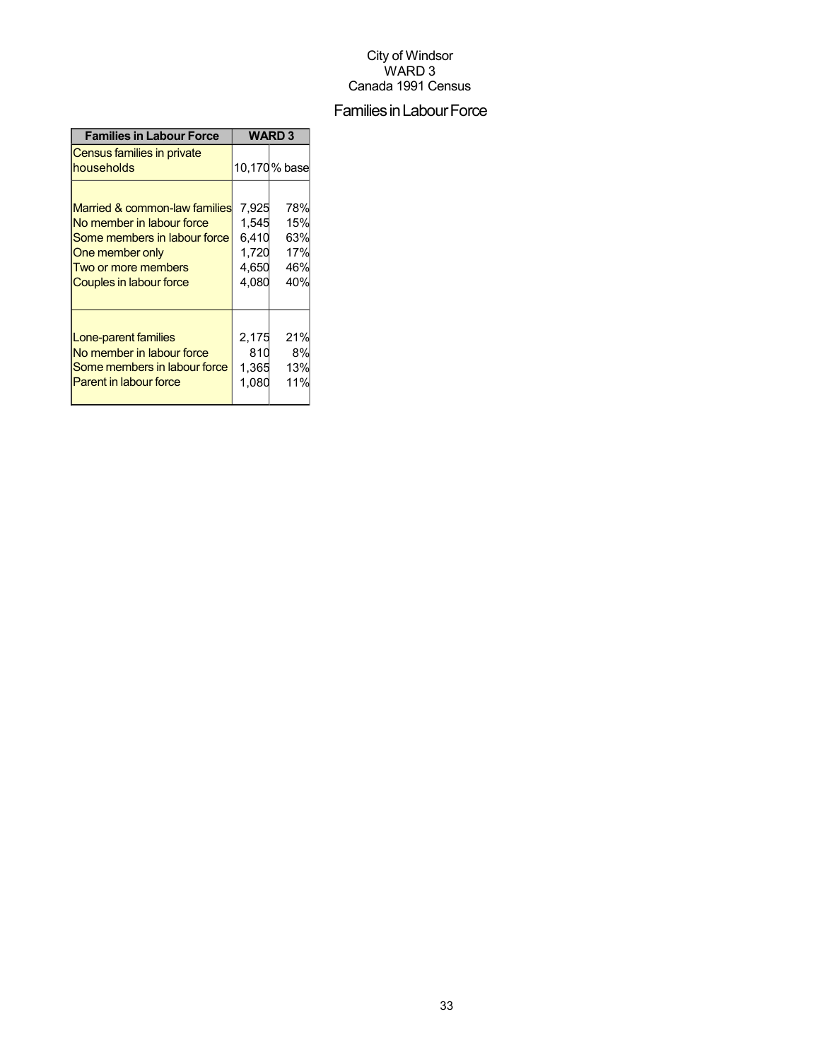City of Windsor
WARD 3
Canada 1991 Census

# Families in Labour Force

| Families in Labour Force | WARD 3 | |
|---|---|---|
| Census families in private households | 10,170 | % base |
| Married & common-law families | 7,925 | 78% |
| No member in labour force | 1,545 | 15% |
| Some members in labour force | 6,410 | 63% |
| One member only | 1,720 | 17% |
| Two or more members | 4,650 | 46% |
| Couples in labour force | 4,080 | 40% |
| Lone-parent families | 2,175 | 21% |
| No member in labour force | 810 | 8% |
| Some members in labour force | 1,365 | 13% |
| Parent in labour force | 1,080 | 11% |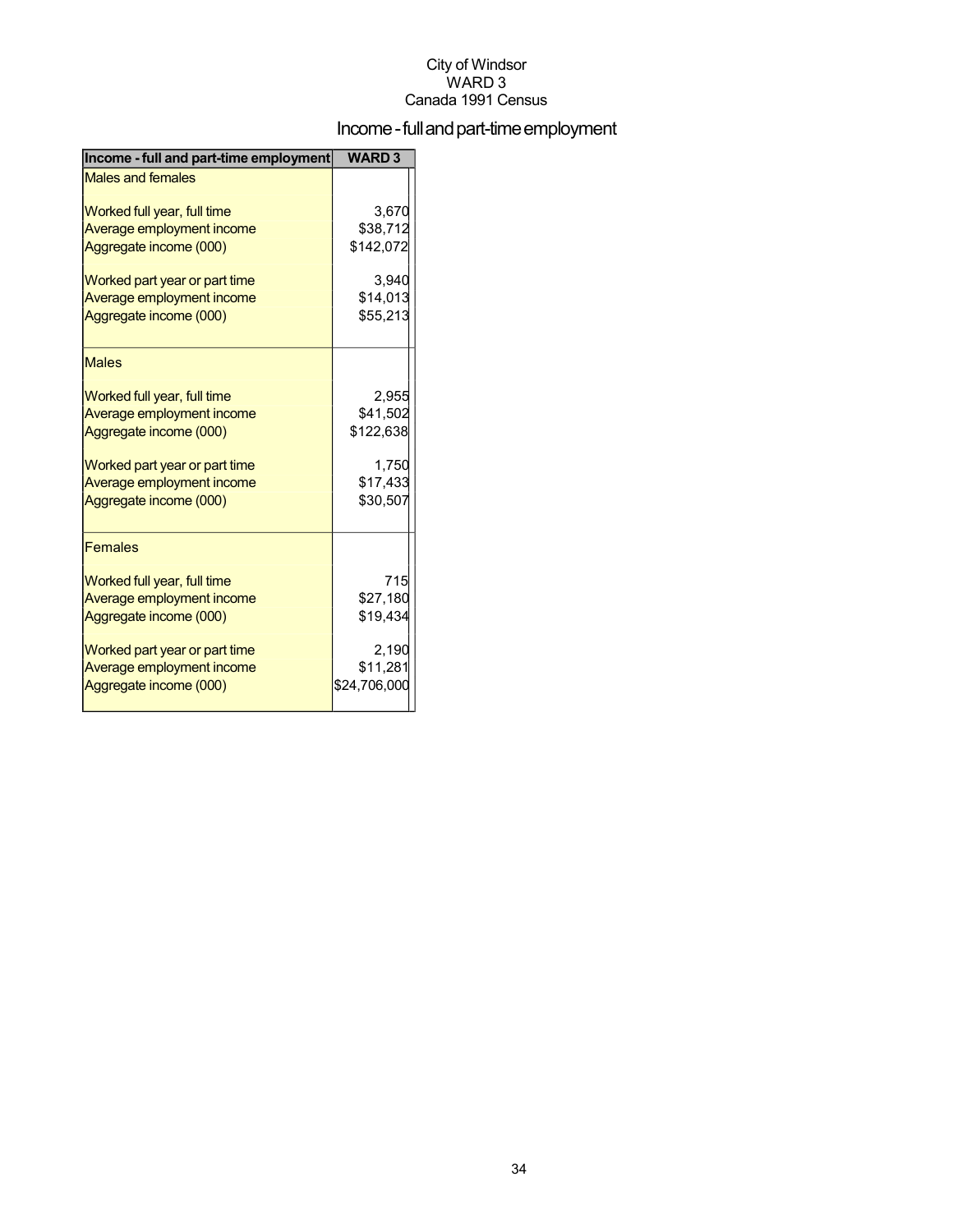City of Windsor
WARD 3
Canada 1991 Census

# Income - full and part-time employment

| Income - full and part-time employment | WARD 3 |
|---|---|
| Males and females | |
| Worked full year, full time | 3,670 |
| Average employment income | $38,712 |
| Aggregate income (000) | $142,072 |
| Worked part year or part time | 3,940 |
| Average employment income | $14,013 |
| Aggregate income (000) | $55,213 |
| Males | |
| Worked full year, full time | 2,955 |
| Average employment income | $41,502 |
| Aggregate income (000) | $122,638 |
| Worked part year or part time | 1,750 |
| Average employment income | $17,433 |
| Aggregate income (000) | $30,507 |
| Females | |
| Worked full year, full time | 715 |
| Average employment income | $27,180 |
| Aggregate income (000) | $19,434 |
| Worked part year or part time | 2,190 |
| Average employment income | $11,281 |
| Aggregate income (000) | $24,706,000 |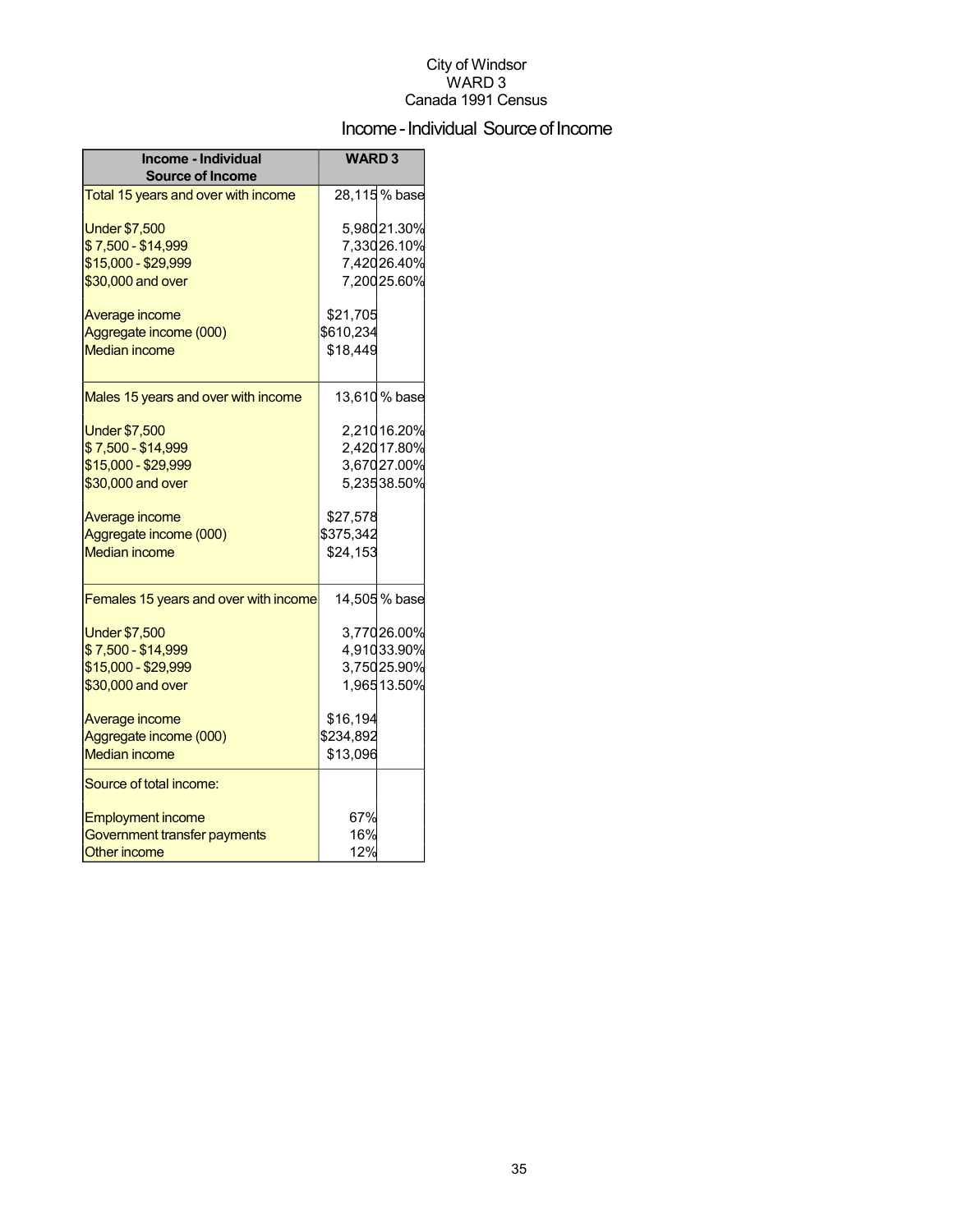City of Windsor
WARD 3
Canada 1991 Census

# Income - Individual Source of Income

| Income - Individual Source of Income | WARD 3 | |
|---|---|---|
| Total 15 years and over with income | 28,115 | % base |
| Under $7,500 | 5,980 | 21.30% |
| $ 7,500 - $14,999 | 7,330 | 26.10% |
| $15,000 - $29,999 | 7,420 | 26.40% |
| $30,000 and over | 7,200 | 25.60% |
| Average income | $21,705 | |
| Aggregate income (000) | $610,234 | |
| Median income | $18,449 | |
| Males 15 years and over with income | 13,610 | % base |
| Under $7,500 | 2,210 | 16.20% |
| $ 7,500 - $14,999 | 2,420 | 17.80% |
| $15,000 - $29,999 | 3,670 | 27.00% |
| $30,000 and over | 5,235 | 38.50% |
| Average income | $27,578 | |
| Aggregate income (000) | $375,342 | |
| Median income | $24,153 | |
| Females 15 years and over with income | 14,505 | % base |
| Under $7,500 | 3,770 | 26.00% |
| $ 7,500 - $14,999 | 4,910 | 33.90% |
| $15,000 - $29,999 | 3,750 | 25.90% |
| $30,000 and over | 1,965 | 13.50% |
| Average income | $16,194 | |
| Aggregate income (000) | $234,892 | |
| Median income | $13,096 | |
| Source of total income: | | |
| Employment income | 67% | |
| Government transfer payments | 16% | |
| Other income | 12% | |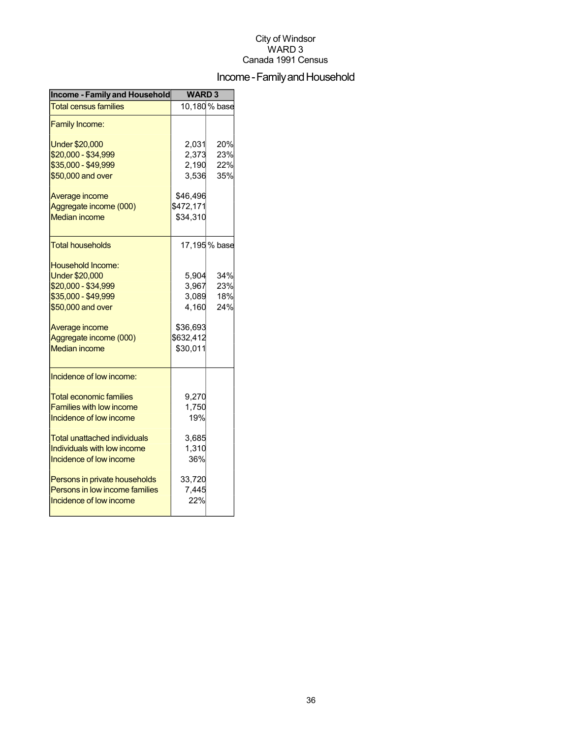City of Windsor
WARD 3
Canada 1991 Census

# Income - Family and Household

| Income - Family and Household | WARD 3 | |
|---|---|---|
| Total census families | 10,180 | % base |
| Family Income: | | |
| Under $20,000 | 2,031 | 20% |
| $20,000 - $34,999 | 2,373 | 23% |
| $35,000 - $49,999 | 2,190 | 22% |
| $50,000 and over | 3,536 | 35% |
| Average income | $46,496 | |
| Aggregate income (000) | $472,171 | |
| Median income | $34,310 | |
| Total households | 17,195 | % base |
| Household Income: | | |
| Under $20,000 | 5,904 | 34% |
| $20,000 - $34,999 | 3,967 | 23% |
| $35,000 - $49,999 | 3,089 | 18% |
| $50,000 and over | 4,160 | 24% |
| Average income | $36,693 | |
| Aggregate income (000) | $632,412 | |
| Median income | $30,011 | |
| Incidence of low income: | | |
| Total economic families | 9,270 | |
| Families with low income | 1,750 | |
| Incidence of low income | 19% | |
| Total unattached individuals | 3,685 | |
| Individuals with low income | 1,310 | |
| Incidence of low income | 36% | |
| Persons in private households | 33,720 | |
| Persons in low income families | 7,445 | |
| Incidence of low income | 22% | |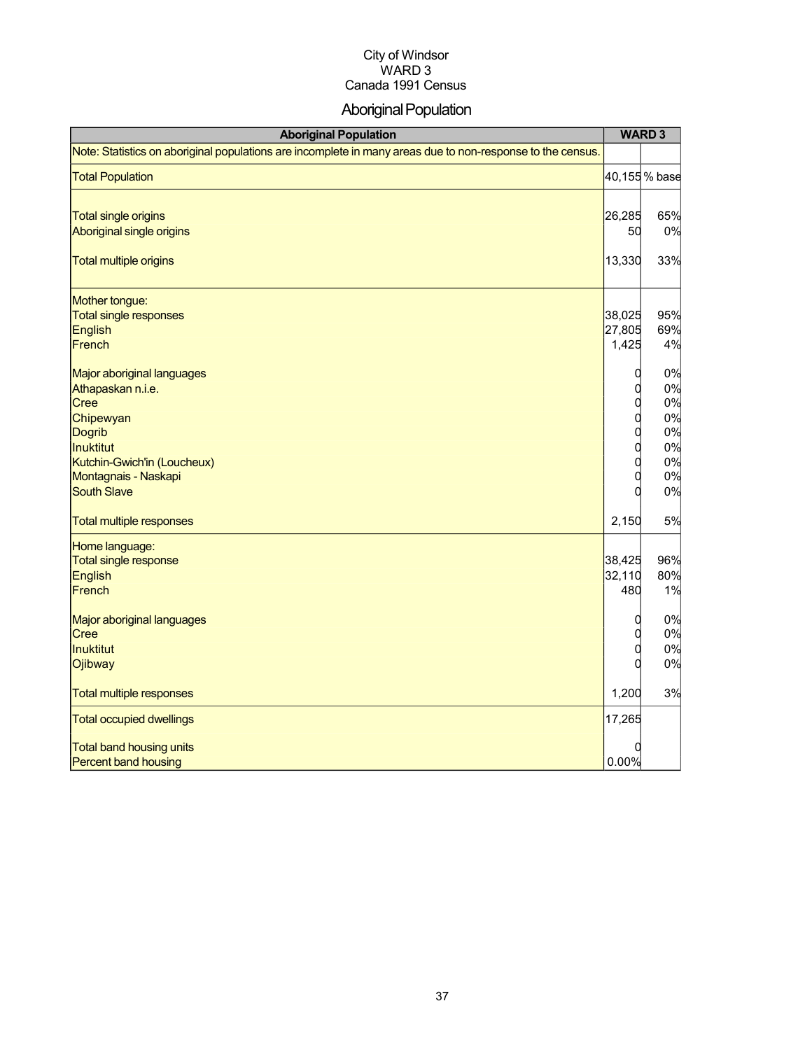City of Windsor
WARD 3
Canada 1991 Census

# Aboriginal Population

| Aboriginal Population | WARD 3 | |
|---|---|---|
| Note: Statistics on aboriginal populations are incomplete in many areas due to non-response to the census. | | |
| Total Population | 40,155 | % base |
| Total single origins | 26,285 | 65% |
| Aboriginal single origins | 50 | 0% |
| Total multiple origins | 13,330 | 33% |
| Mother tongue: | | |
| Total single responses | 38,025 | 95% |
| English | 27,805 | 69% |
| French | 1,425 | 4% |
| Major aboriginal languages | 0 | 0% |
| Athapaskan n.i.e. | 0 | 0% |
| Cree | 0 | 0% |
| Chipewyan | 0 | 0% |
| Dogrib | 0 | 0% |
| Inuktitut | 0 | 0% |
| Kutchin-Gwich'in (Loucheux) | 0 | 0% |
| Montagnais - Naskapi | 0 | 0% |
| South Slave | 0 | 0% |
| Total multiple responses | 2,150 | 5% |
| Home language: | | |
| Total single response | 38,425 | 96% |
| English | 32,110 | 80% |
| French | 480 | 1% |
| Major aboriginal languages | 0 | 0% |
| Cree | 0 | 0% |
| Inuktitut | 0 | 0% |
| Ojibway | 0 | 0% |
| Total multiple responses | 1,200 | 3% |
| Total occupied dwellings | 17,265 | |
| Total band housing units | 0 | |
| Percent band housing | 0.00% | |